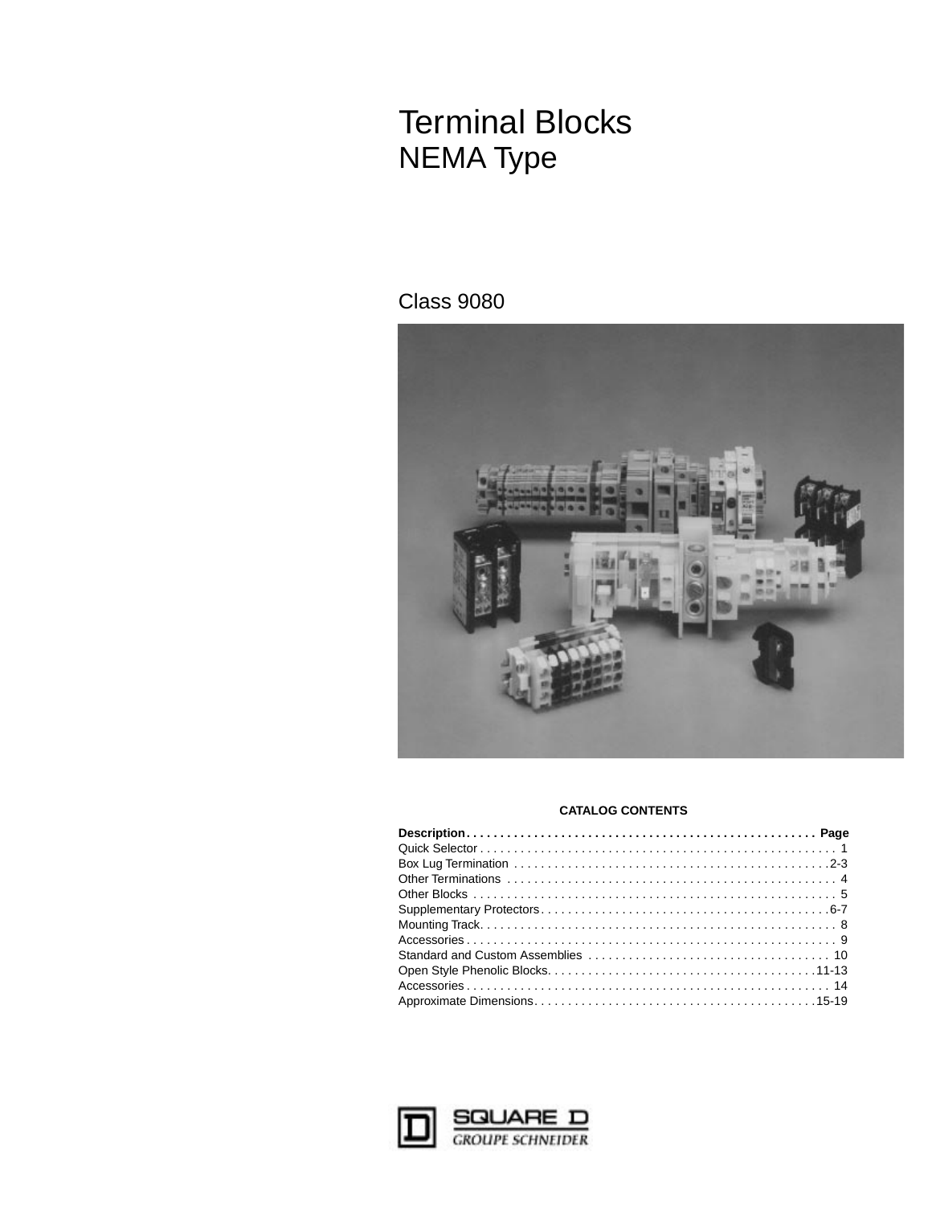# Terminal Blocks
## NEMA Type

## Class 9080

**CATALOG CONTENTS**

| Description | Page |
|---|---|
| Quick Selector | 1 |
| Box Lug Termination | 2-3 |
| Other Terminations | 4 |
| Other Blocks | 5 |
| Supplementary Protectors | 6-7 |
| Mounting Track | 8 |
| Accessories | 9 |
| Standard and Custom Assemblies | 10 |
| Open Style Phenolic Blocks | 11-13 |
| Accessories | 14 |
| Approximate Dimensions | 15-19 |

SQUARE D
GROUPE SCHNEIDER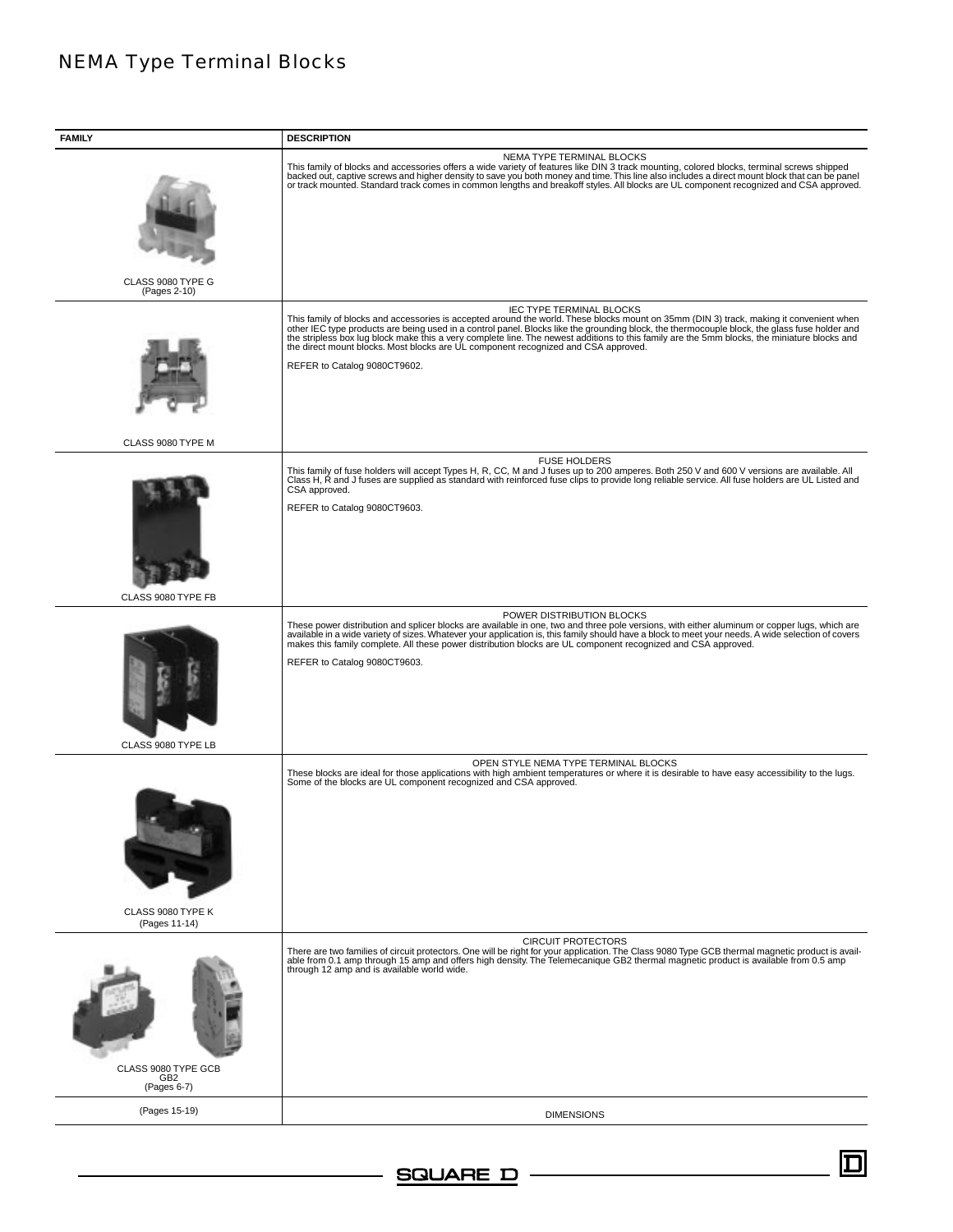# NEMA Type Terminal Blocks

| FAMILY | DESCRIPTION |
|---|---|
| CLASS 9080 TYPE G (Pages 2-10) | NEMA TYPE TERMINAL BLOCKS<br>This family of blocks and accessories offers a wide variety of features like DIN 3 track mounting, colored blocks, terminal screws shipped backed out, captive screws and higher density to save you both money and time. This line also includes a direct mount block that can be panel or track mounted. Standard track comes in common lengths and breakoff styles. All blocks are UL component recognized and CSA approved. |
| CLASS 9080 TYPE M | IEC TYPE TERMINAL BLOCKS<br>This family of blocks and accessories is accepted around the world. These blocks mount on 35mm (DIN 3) track, making it convenient when other IEC type products are being used in a control panel. Blocks like the grounding block, the thermocouple block, the glass fuse holder and the stripless box lug block make this a very complete line. The newest additions to this family are the 5mm blocks, the miniature blocks and the direct mount blocks. Most blocks are UL component recognized and CSA approved.<br>REFER to Catalog 9080CT9602. |
| CLASS 9080 TYPE FB | FUSE HOLDERS<br>This family of fuse holders will accept Types H, R, CC, M and J fuses up to 200 amperes. Both 250 V and 600 V versions are available. All Class H, R and J fuses are supplied as standard with reinforced fuse clips to provide long reliable service. All fuse holders are UL Listed and CSA approved.<br>REFER to Catalog 9080CT9603. |
| CLASS 9080 TYPE LB | POWER DISTRIBUTION BLOCKS<br>These power distribution and splicer blocks are available in one, two and three pole versions, with either aluminum or copper lugs, which are available in a wide variety of sizes. Whatever your application is, this family should have a block to meet your needs. A wide selection of covers makes this family complete. All these power distribution blocks are UL component recognized and CSA approved.<br>REFER to Catalog 9080CT9603. |
| CLASS 9080 TYPE K (Pages 11-14) | OPEN STYLE NEMA TYPE TERMINAL BLOCKS<br>These blocks are ideal for those applications with high ambient temperatures or where it is desirable to have easy accessibility to the lugs. Some of the blocks are UL component recognized and CSA approved. |
| CLASS 9080 TYPE GCB GB2 (Pages 6-7) | CIRCUIT PROTECTORS<br>There are two families of circuit protectors. One will be right for your application. The Class 9080 Type GCB thermal magnetic product is available from 0.1 amp through 15 amp and offers high density. The Telemecanique GB2 thermal magnetic product is available from 0.5 amp through 12 amp and is available world wide. |
| (Pages 15-19) | DIMENSIONS |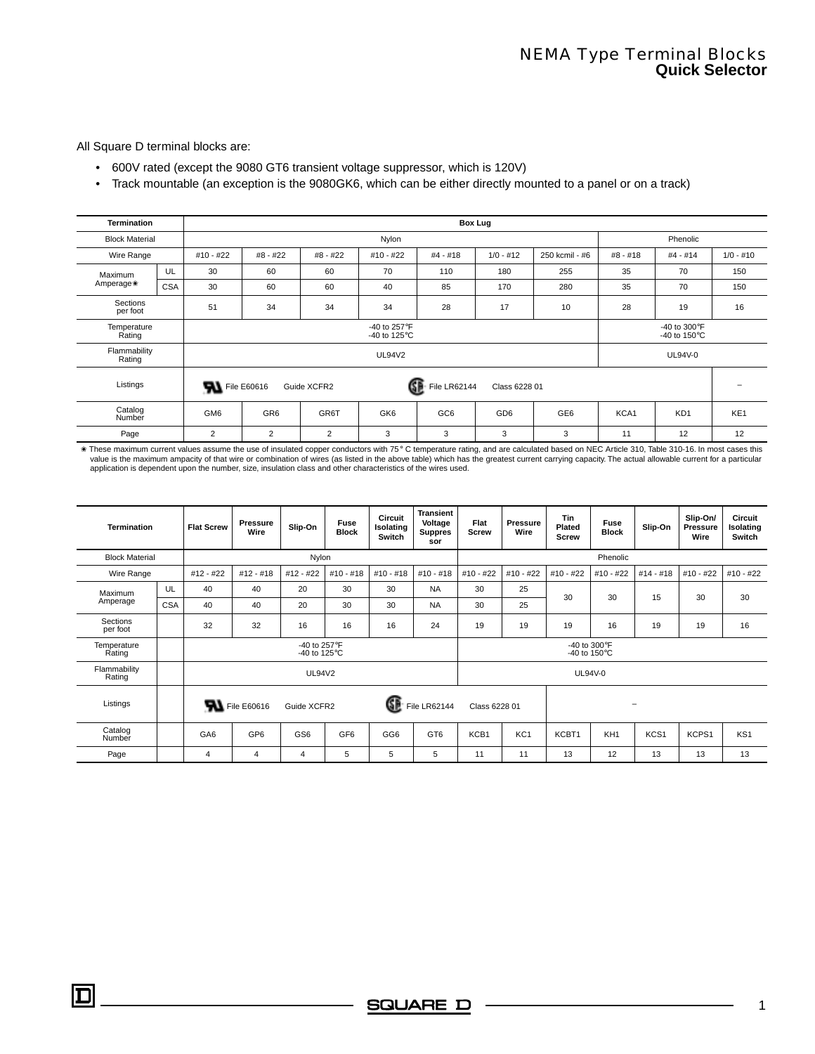# NEMA Type Terminal Blocks
## Quick Selector

All Square D terminal blocks are:

- 600V rated (except the 9080 GT6 transient voltage suppressor, which is 120V)
- Track mountable (an exception is the 9080GK6, which can be either directly mounted to a panel or on a track)

| Termination | | Box Lug | | | | | | | | | |
|---|---|---|---|---|---|---|---|---|---|---|---|
| Block Material | | Nylon | | | | | | | Phenolic | | |
| Wire Range | | #10 - #22 | #8 - #22 | #8 - #22 | #10 - #22 | #4 - #18 | 1/0 - #12 | 250 kcmil - #6 | #8 - #18 | #4 - #14 | 1/0 - #10 |
| Maximum Amperage❋ | UL | 30 | 60 | 60 | 70 | 110 | 180 | 255 | 35 | 70 | 150 |
| | CSA | 30 | 60 | 60 | 40 | 85 | 170 | 280 | 35 | 70 | 150 |
| Sections per foot | | 51 | 34 | 34 | 34 | 28 | 17 | 10 | 28 | 19 | 16 |
| Temperature Rating | | -40 to 257°F -40 to 125°C | | | | | | | -40 to 300°F -40 to 150°C | | |
| Flammability Rating | | UL94V2 | | | | | | | UL94V-0 | | |
| Listings | | UL File E60616 Guide XCFR2 | | | CSA File LR62144 Class 6228 01 | | | | | | – |
| Catalog Number | | GM6 | GR6 | GR6T | GK6 | GC6 | GD6 | GE6 | KCA1 | KD1 | KE1 |
| Page | | 2 | 2 | 2 | 3 | 3 | 3 | 3 | 11 | 12 | 12 |

❋ These maximum current values assume the use of insulated copper conductors with 75° C temperature rating, and are calculated based on NEC Article 310, Table 310-16. In most cases this value is the maximum ampacity of that wire or combination of wires (as listed in the above table) which has the greatest current carrying capacity. The actual allowable current for a particular application is dependent upon the number, size, insulation class and other characteristics of the wires used.

| Termination | | Flat Screw | Pressure Wire | Slip-On | Fuse Block | Circuit Isolating Switch | Transient Voltage Suppressor | Flat Screw | Pressure Wire | Tin Plated Screw | Fuse Block | Slip-On | Slip-On/ Pressure Wire | Circuit Isolating Switch |
|---|---|---|---|---|---|---|---|---|---|---|---|---|---|---|
| Block Material | | Nylon | | | | | | Phenolic | | | | | | |
| Wire Range | | #12 - #22 | #12 - #18 | #12 - #22 | #10 - #18 | #10 - #18 | #10 - #18 | #10 - #22 | #10 - #22 | #10 - #22 | #10 - #22 | #14 - #18 | #10 - #22 | #10 - #22 |
| Maximum Amperage | UL | 40 | 40 | 20 | 30 | 30 | NA | 30 | 25 | 30 | 30 | 15 | 30 | 30 |
| | CSA | 40 | 40 | 20 | 30 | 30 | NA | 30 | 25 | | | | | |
| Sections per foot | | 32 | 32 | 16 | 16 | 16 | 24 | 19 | 19 | 19 | 16 | 19 | 19 | 16 |
| Temperature Rating | | -40 to 257°F -40 to 125°C | | | | | | -40 to 300°F -40 to 150°C | | | | | | |
| Flammability Rating | | UL94V2 | | | | | | UL94V-0 | | | | | | |
| Listings | | UL File E60616 Guide XCFR2 | | | CSA File LR62144 Class 6228 01 | | | | | – | | | | |
| Catalog Number | | GA6 | GP6 | GS6 | GF6 | GG6 | GT6 | KCB1 | KC1 | KCBT1 | KH1 | KCS1 | KCPS1 | KS1 |
| Page | | 4 | 4 | 4 | 5 | 5 | 5 | 11 | 11 | 13 | 12 | 13 | 13 | 13 |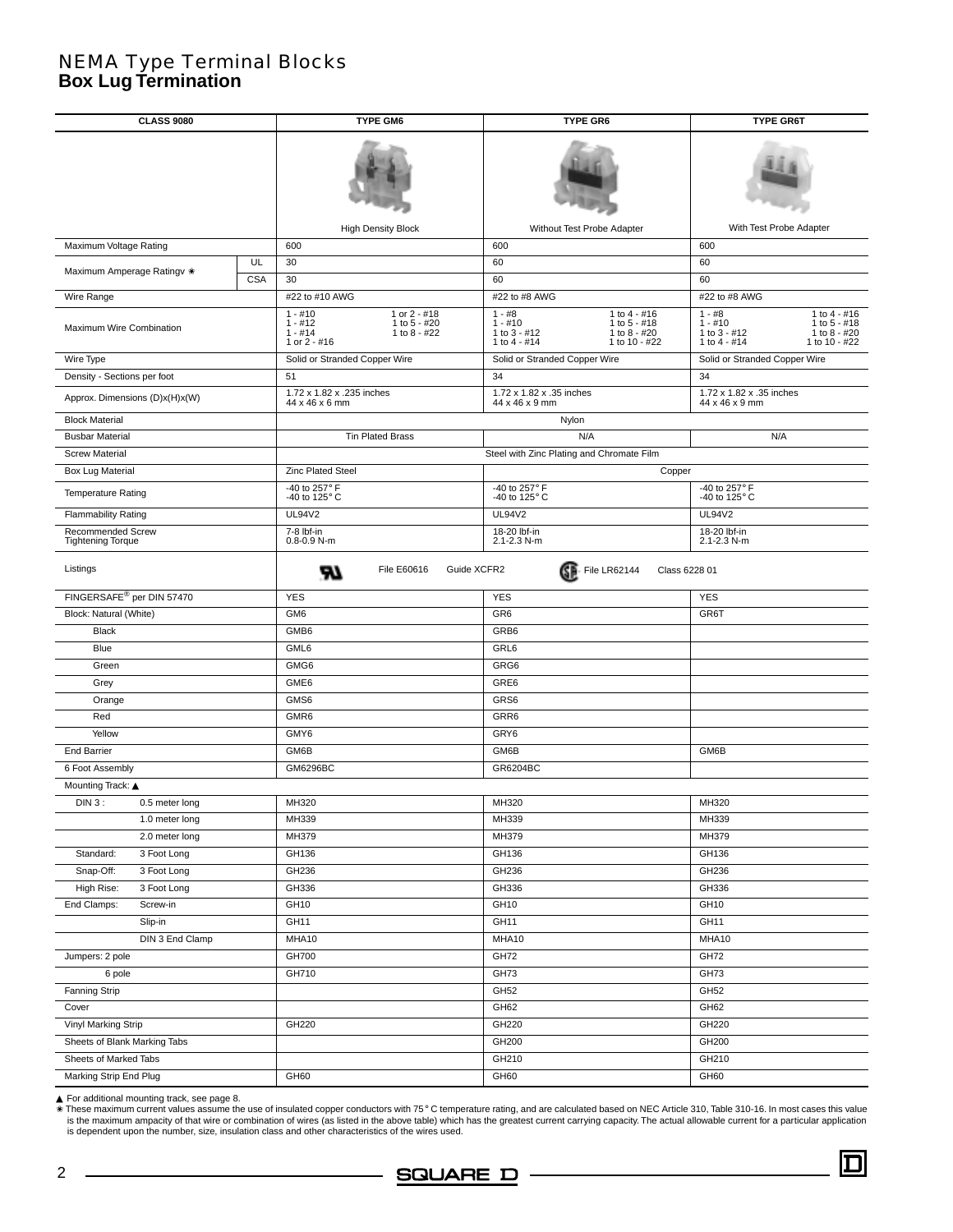# NEMA Type Terminal Blocks
## Box Lug Termination

| CLASS 9080 | | TYPE GM6 | TYPE GR6 | TYPE GR6T |
|---|---|---|---|---|
| | | High Density Block | Without Test Probe Adapter | With Test Probe Adapter |
| Maximum Voltage Rating | | 600 | 600 | 600 |
| Maximum Amperage Ratingv ✱ | UL | 30 | 60 | 60 |
| | CSA | 30 | 60 | 60 |
| Wire Range | | #22 to #10 AWG | #22 to #8 AWG | #22 to #8 AWG |
| Maximum Wire Combination | | 1 - #10, 1 - #12, 1 - #14, 1 or 2 - #16, 1 or 2 - #18, 1 to 5 - #20, 1 to 8 - #22 | 1 - #8, 1 - #10, 1 to 3 - #12, 1 to 4 - #14, 1 to 4 - #16, 1 to 5 - #18, 1 to 8 - #20, 1 to 10 - #22 | 1 - #8, 1 - #10, 1 to 3 - #12, 1 to 4 - #14, 1 to 4 - #16, 1 to 5 - #18, 1 to 8 - #20, 1 to 10 - #22 |
| Wire Type | | Solid or Stranded Copper Wire | Solid or Stranded Copper Wire | Solid or Stranded Copper Wire |
| Density - Sections per foot | | 51 | 34 | 34 |
| Approx. Dimensions (D)x(H)x(W) | | 1.72 x 1.82 x .235 inches 44 x 46 x 6 mm | 1.72 x 1.82 x .35 inches 44 x 46 x 9 mm | 1.72 x 1.82 x .35 inches 44 x 46 x 9 mm |
| Block Material | | Nylon | | |
| Busbar Material | | Tin Plated Brass | N/A | N/A |
| Screw Material | | Steel with Zinc Plating and Chromate Film | | |
| Box Lug Material | | Zinc Plated Steel | Copper | |
| Temperature Rating | | -40 to 257° F -40 to 125° C | -40 to 257° F -40 to 125° C | -40 to 257° F -40 to 125° C |
| Flammability Rating | | UL94V2 | UL94V2 | UL94V2 |
| Recommended Screw Tightening Torque | | 7-8 lbf-in 0.8-0.9 N-m | 18-20 lbf-in 2.1-2.3 N-m | 18-20 lbf-in 2.1-2.3 N-m |
| Listings | | UR File E60616 Guide XCFR2 | CSA File LR62144 Class 6228 01 | |
| FINGERSAFE® per DIN 57470 | | YES | YES | YES |
| Block: Natural (White) | | GM6 | GR6 | GR6T |
| Black | | GMB6 | GRB6 | |
| Blue | | GML6 | GRL6 | |
| Green | | GMG6 | GRG6 | |
| Grey | | GME6 | GRE6 | |
| Orange | | GMS6 | GRS6 | |
| Red | | GMR6 | GRR6 | |
| Yellow | | GMY6 | GRY6 | |
| End Barrier | | GM6B | GM6B | GM6B |
| 6 Foot Assembly | | GM6296BC | GR6204BC | |
| Mounting Track: ▲ | | | | |
| DIN 3 : | 0.5 meter long | MH320 | MH320 | MH320 |
| | 1.0 meter long | MH339 | MH339 | MH339 |
| | 2.0 meter long | MH379 | MH379 | MH379 |
| Standard: | 3 Foot Long | GH136 | GH136 | GH136 |
| Snap-Off: | 3 Foot Long | GH236 | GH236 | GH236 |
| High Rise: | 3 Foot Long | GH336 | GH336 | GH336 |
| End Clamps: | Screw-in | GH10 | GH10 | GH10 |
| | Slip-in | GH11 | GH11 | GH11 |
| | DIN 3 End Clamp | MHA10 | MHA10 | MHA10 |
| Jumpers: 2 pole | | GH700 | GH72 | GH72 |
| 6 pole | | GH710 | GH73 | GH73 |
| Fanning Strip | | | GH52 | GH52 |
| Cover | | | GH62 | GH62 |
| Vinyl Marking Strip | | GH220 | GH220 | GH220 |
| Sheets of Blank Marking Tabs | | | GH200 | GH200 |
| Sheets of Marked Tabs | | | GH210 | GH210 |
| Marking Strip End Plug | | GH60 | GH60 | GH60 |

▲ For additional mounting track, see page 8.

✱ These maximum current values assume the use of insulated copper conductors with 75° C temperature rating, and are calculated based on NEC Article 310, Table 310-16. In most cases this value is the maximum ampacity of that wire or combination of wires (as listed in the above table) which has the greatest current carrying capacity. The actual allowable current for a particular application is dependent upon the number, size, insulation class and other characteristics of the wires used.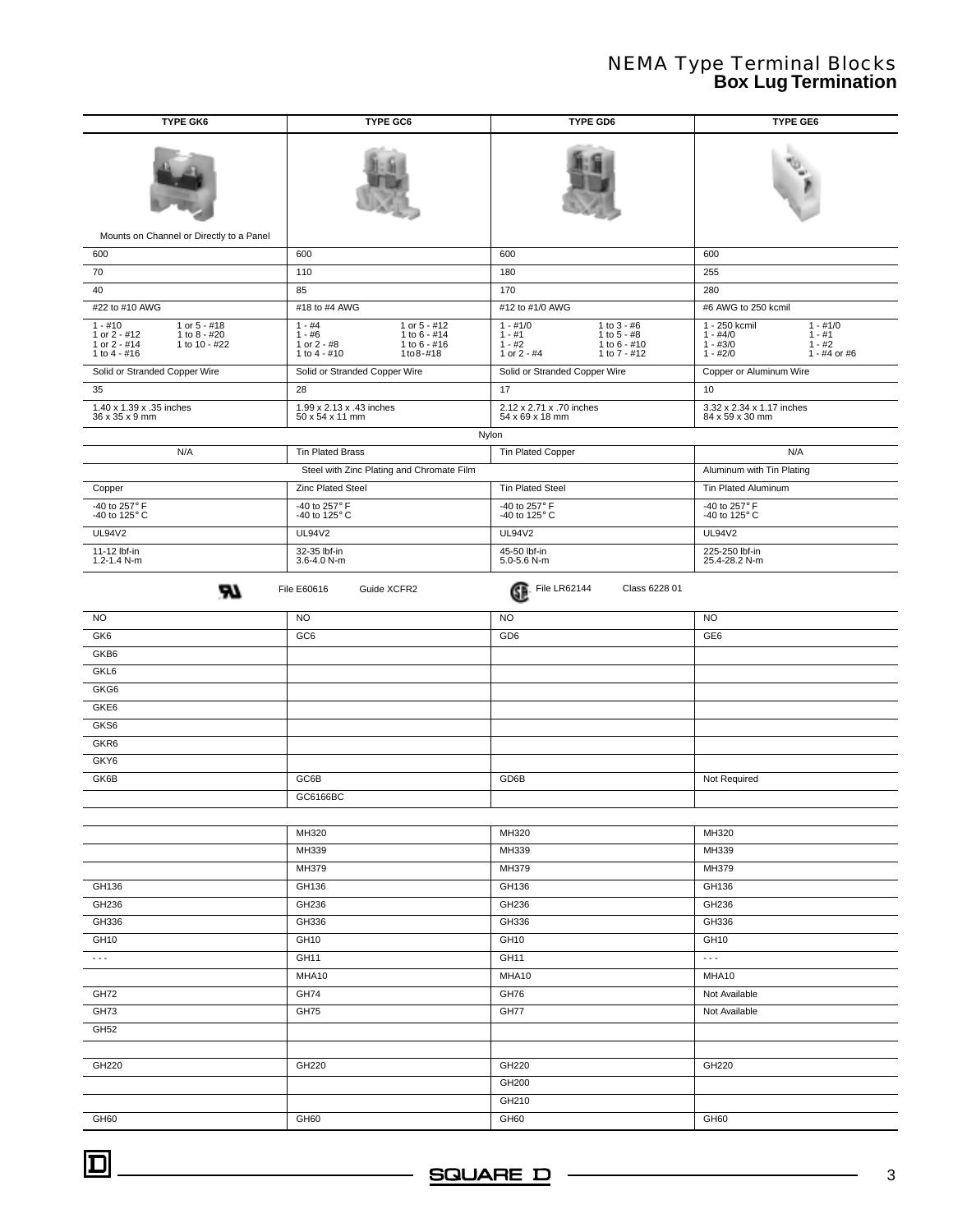# NEMA Type Terminal Blocks
## Box Lug Termination

| TYPE GK6 | TYPE GC6 | TYPE GD6 | TYPE GE6 |
|---|---|---|---|
| Mounts on Channel or Directly to a Panel | | | |
| 600 | 600 | 600 | 600 |
| 70 | 110 | 180 | 255 |
| 40 | 85 | 170 | 280 |
| #22 to #10 AWG | #18 to #4 AWG | #12 to #1/0 AWG | #6 AWG to 250 kcmil |
| 1 - #10 / 1 or 2 - #12 / 1 or 2 - #14 / 1 to 4 - #16 / 1 or 5 - #18 / 1 to 8 - #20 / 1 to 10 - #22 | 1 - #4 / 1 - #6 / 1 or 2 - #8 / 1 to 4 - #10 / 1 or 5 - #12 / 1 to 6 - #14 / 1 to 6 - #16 / 1 to 8 - #18 | 1 - #1/0 / 1 - #1 / 1 - #2 / 1 or 2 - #4 / 1 to 3 - #6 / 1 to 5 - #8 / 1 to 6 - #10 / 1 to 7 - #12 | 1 - 250 kcmil / 1 - #4/0 / 1 - #3/0 / 1 - #2/0 / 1 - #1/0 / 1 - #1 / 1 - #2 / 1 - #4 or #6 |
| Solid or Stranded Copper Wire | Solid or Stranded Copper Wire | Solid or Stranded Copper Wire | Copper or Aluminum Wire |
| 35 | 28 | 17 | 10 |
| 1.40 x 1.39 x .35 inches / 36 x 35 x 9 mm | 1.99 x 2.13 x .43 inches / 50 x 54 x 11 mm | 2.12 x 2.71 x .70 inches / 54 x 69 x 18 mm | 3.32 x 2.34 x 1.17 inches / 84 x 59 x 30 mm |
| Nylon | | | |
| N/A | Tin Plated Brass | Tin Plated Copper | N/A |
| | Steel with Zinc Plating and Chromate Film | | Aluminum with Tin Plating |
| Copper | Zinc Plated Steel | Tin Plated Steel | Tin Plated Aluminum |
| -40 to 257° F / -40 to 125° C | -40 to 257° F / -40 to 125° C | -40 to 257° F / -40 to 125° C | -40 to 257° F / -40 to 125° C |
| UL94V2 | UL94V2 | UL94V2 | UL94V2 |
| 11-12 lbf-in / 1.2-1.4 N-m | 32-35 lbf-in / 3.6-4.0 N-m | 45-50 lbf-in / 5.0-5.6 N-m | 225-250 lbf-in / 25.4-28.2 N-m |
| UR | File E60616 Guide XCFR2 | CSA File LR62144 | Class 6228 01 |
| NO | NO | NO | NO |
| GK6 | GC6 | GD6 | GE6 |
| GKB6 | | | |
| GKL6 | | | |
| GKG6 | | | |
| GKE6 | | | |
| GKS6 | | | |
| GKR6 | | | |
| GKY6 | | | |
| GK6B | GC6B | GD6B | Not Required |
| | GC6166BC | | |
| | | | |
| | MH320 | MH320 | MH320 |
| | MH339 | MH339 | MH339 |
| | MH379 | MH379 | MH379 |
| GH136 | GH136 | GH136 | GH136 |
| GH236 | GH236 | GH236 | GH236 |
| GH336 | GH336 | GH336 | GH336 |
| GH10 | GH10 | GH10 | GH10 |
| - - - | GH11 | GH11 | - - - |
| | MHA10 | MHA10 | MHA10 |
| GH72 | GH74 | GH76 | Not Available |
| GH73 | GH75 | GH77 | Not Available |
| GH52 | | | |
| | | | |
| GH220 | GH220 | GH220 | GH220 |
| | | GH200 | |
| | | GH210 | |
| GH60 | GH60 | GH60 | GH60 |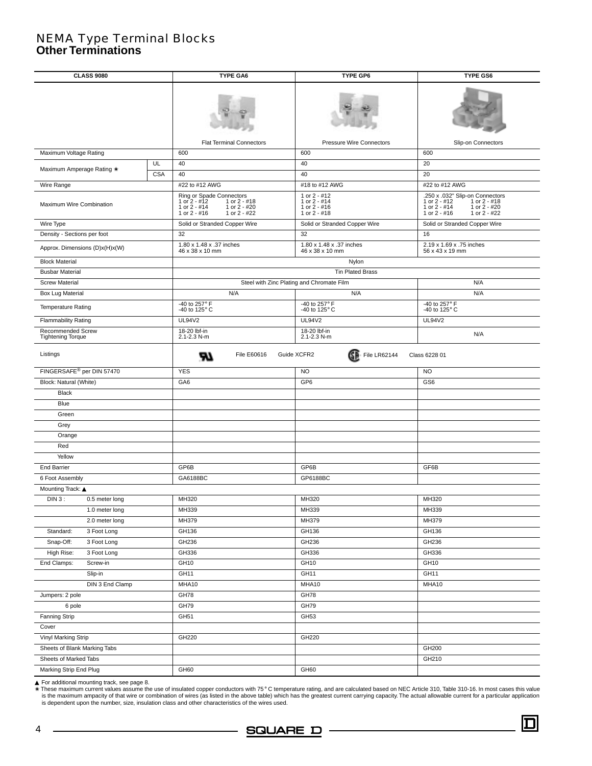# NEMA Type Terminal Blocks
## Other Terminations

| CLASS 9080 | | TYPE GA6 | TYPE GP6 | TYPE GS6 |
|---|---|---|---|---|
| | | Flat Terminal Connectors | Pressure Wire Connectors | Slip-on Connectors |
| Maximum Voltage Rating | | 600 | 600 | 600 |
| Maximum Amperage Rating ✱ | UL | 40 | 40 | 20 |
| | CSA | 40 | 40 | 20 |
| Wire Range | | #22 to #12 AWG | #18 to #12 AWG | #22 to #12 AWG |
| Maximum Wire Combination | | Ring or Spade Connectors 1 or 2 - #12 1 or 2 - #18 1 or 2 - #14 1 or 2 - #20 1 or 2 - #16 1 or 2 - #22 | 1 or 2 - #12 1 or 2 - #14 1 or 2 - #16 1 or 2 - #18 | .250 x .032" Slip-on Connectors 1 or 2 - #12 1 or 2 - #18 1 or 2 - #14 1 or 2 - #20 1 or 2 - #16 1 or 2 - #22 |
| Wire Type | | Solid or Stranded Copper Wire | Solid or Stranded Copper Wire | Solid or Stranded Copper Wire |
| Density - Sections per foot | | 32 | 32 | 16 |
| Approx. Dimensions (D)x(H)x(W) | | 1.80 x 1.48 x .37 inches 46 x 38 x 10 mm | 1.80 x 1.48 x .37 inches 46 x 38 x 10 mm | 2.19 x 1.69 x .75 inches 56 x 43 x 19 mm |
| Block Material | | Nylon | | |
| Busbar Material | | Tin Plated Brass | | |
| Screw Material | | Steel with Zinc Plating and Chromate Film | | N/A |
| Box Lug Material | | N/A | N/A | N/A |
| Temperature Rating | | -40 to 257° F -40 to 125° C | -40 to 257° F -40 to 125° C | -40 to 257° F -40 to 125° C |
| Flammability Rating | | UL94V2 | UL94V2 | UL94V2 |
| Recommended Screw Tightening Torque | | 18-20 lbf-in 2.1-2.3 N-m | 18-20 lbf-in 2.1-2.3 N-m | N/A |
| Listings | | UR File E60616 Guide XCFR2 | CSA File LR62144 | Class 6228 01 |
| FINGERSAFE® per DIN 57470 | | YES | NO | NO |
| Block: Natural (White) | | GA6 | GP6 | GS6 |
| Black | | | | |
| Blue | | | | |
| Green | | | | |
| Grey | | | | |
| Orange | | | | |
| Red | | | | |
| Yellow | | | | |
| End Barrier | | GP6B | GP6B | GF6B |
| 6 Foot Assembly | | GA6188BC | GP6188BC | |
| Mounting Track: ▲ | | | | |
| DIN 3 : | 0.5 meter long | MH320 | MH320 | MH320 |
| | 1.0 meter long | MH339 | MH339 | MH339 |
| | 2.0 meter long | MH379 | MH379 | MH379 |
| Standard: | 3 Foot Long | GH136 | GH136 | GH136 |
| Snap-Off: | 3 Foot Long | GH236 | GH236 | GH236 |
| High Rise: | 3 Foot Long | GH336 | GH336 | GH336 |
| End Clamps: | Screw-in | GH10 | GH10 | GH10 |
| | Slip-in | GH11 | GH11 | GH11 |
| | DIN 3 End Clamp | MHA10 | MHA10 | MHA10 |
| Jumpers: 2 pole | | GH78 | GH78 | |
| 6 pole | | GH79 | GH79 | |
| Fanning Strip | | GH51 | GH53 | |
| Cover | | | | |
| Vinyl Marking Strip | | GH220 | GH220 | |
| Sheets of Blank Marking Tabs | | | | GH200 |
| Sheets of Marked Tabs | | | | GH210 |
| Marking Strip End Plug | | GH60 | GH60 | |

▲ For additional mounting track, see page 8.

✱ These maximum current values assume the use of insulated copper conductors with 75° C temperature rating, and are calculated based on NEC Article 310, Table 310-16. In most cases this value is the maximum ampacity of that wire or combination of wires (as listed in the above table) which has the greatest current carrying capacity. The actual allowable current for a particular application is dependent upon the number, size, insulation class and other characteristics of the wires used.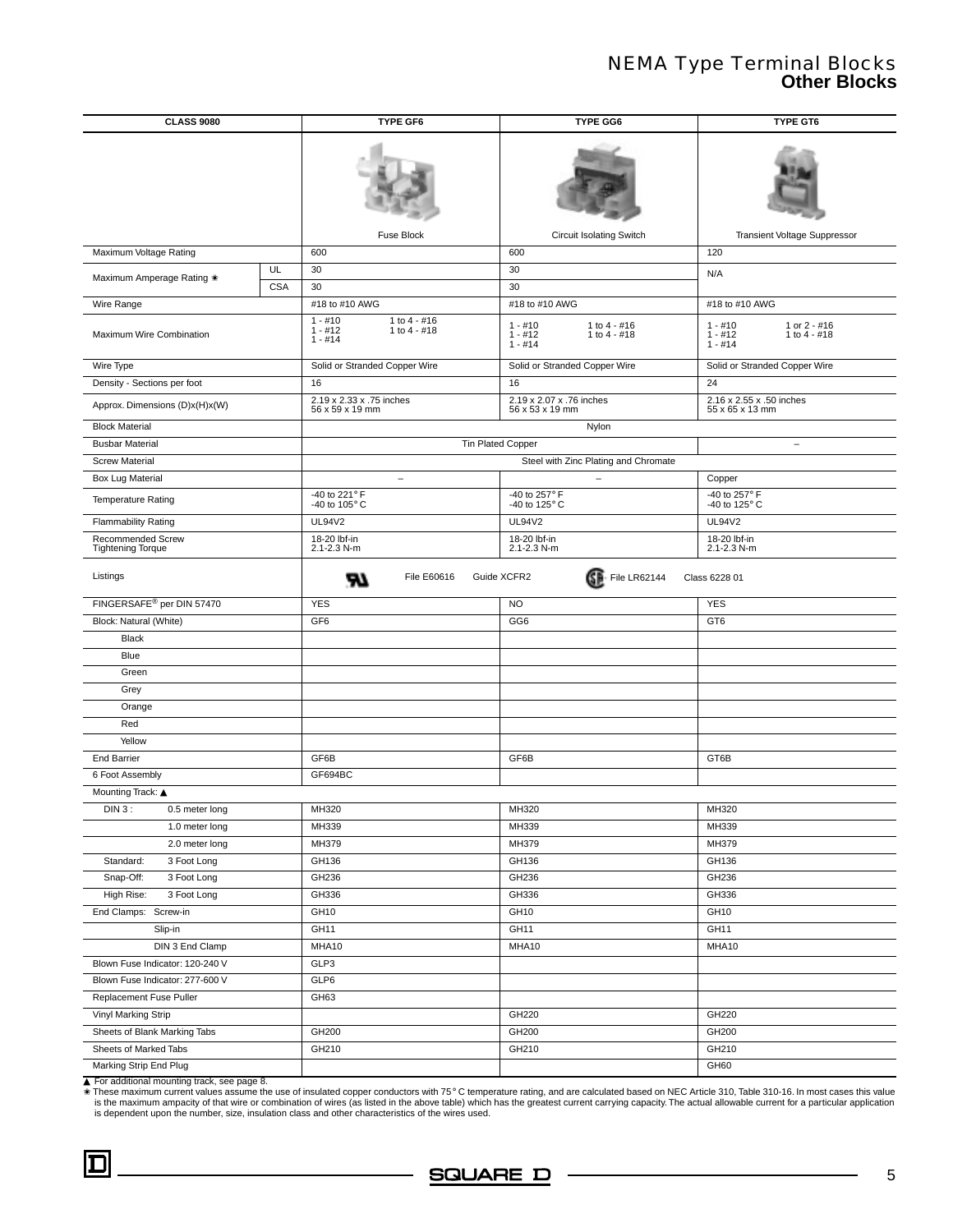# NEMA Type Terminal Blocks
## Other Blocks

| CLASS 9080 | | TYPE GF6 | TYPE GG6 | TYPE GT6 |
|---|---|---|---|---|
| | | Fuse Block | Circuit Isolating Switch | Transient Voltage Suppressor |
| Maximum Voltage Rating | | 600 | 600 | 120 |
| Maximum Amperage Rating ✱ | UL | 30 | 30 | N/A |
| | CSA | 30 | 30 | |
| Wire Range | | #18 to #10 AWG | #18 to #10 AWG | #18 to #10 AWG |
| Maximum Wire Combination | | 1 - #10 1 - #12 1 - #14 1 to 4 - #16 1 to 4 - #18 | 1 - #10 1 - #12 1 - #14 1 to 4 - #16 1 to 4 - #18 | 1 - #10 1 - #12 1 - #14 1 or 2 - #16 1 to 4 - #18 |
| Wire Type | | Solid or Stranded Copper Wire | Solid or Stranded Copper Wire | Solid or Stranded Copper Wire |
| Density - Sections per foot | | 16 | 16 | 24 |
| Approx. Dimensions (D)x(H)x(W) | | 2.19 x 2.33 x .75 inches 56 x 59 x 19 mm | 2.19 x 2.07 x .76 inches 56 x 53 x 19 mm | 2.16 x 2.55 x .50 inches 55 x 65 x 13 mm |
| Block Material | | Nylon | Nylon | Nylon |
| Busbar Material | | Tin Plated Copper | Tin Plated Copper | – |
| Screw Material | | Steel with Zinc Plating and Chromate | Steel with Zinc Plating and Chromate | Steel with Zinc Plating and Chromate |
| Box Lug Material | | – | – | Copper |
| Temperature Rating | | -40 to 221° F -40 to 105° C | -40 to 257° F -40 to 125° C | -40 to 257° F -40 to 125° C |
| Flammability Rating | | UL94V2 | UL94V2 | UL94V2 |
| Recommended Screw Tightening Torque | | 18-20 lbf-in 2.1-2.3 N-m | 18-20 lbf-in 2.1-2.3 N-m | 18-20 lbf-in 2.1-2.3 N-m |
| Listings | | UL File E60616 Guide XCFR2 | CSA File LR62144 Class 6228 01 | |
| FINGERSAFE® per DIN 57470 | | YES | NO | YES |
| Block: Natural (White) | | GF6 | GG6 | GT6 |
| Black | | | | |
| Blue | | | | |
| Green | | | | |
| Grey | | | | |
| Orange | | | | |
| Red | | | | |
| Yellow | | | | |
| End Barrier | | GF6B | GF6B | GT6B |
| 6 Foot Assembly | | GF694BC | | |
| Mounting Track: ▲ | | | | |
| DIN 3: 0.5 meter long | | MH320 | MH320 | MH320 |
| 1.0 meter long | | MH339 | MH339 | MH339 |
| 2.0 meter long | | MH379 | MH379 | MH379 |
| Standard: 3 Foot Long | | GH136 | GH136 | GH136 |
| Snap-Off: 3 Foot Long | | GH236 | GH236 | GH236 |
| High Rise: 3 Foot Long | | GH336 | GH336 | GH336 |
| End Clamps: Screw-in | | GH10 | GH10 | GH10 |
| Slip-in | | GH11 | GH11 | GH11 |
| DIN 3 End Clamp | | MHA10 | MHA10 | MHA10 |
| Blown Fuse Indicator: 120-240 V | | GLP3 | | |
| Blown Fuse Indicator: 277-600 V | | GLP6 | | |
| Replacement Fuse Puller | | GH63 | | |
| Vinyl Marking Strip | | | GH220 | GH220 |
| Sheets of Blank Marking Tabs | | GH200 | GH200 | GH200 |
| Sheets of Marked Tabs | | GH210 | GH210 | GH210 |
| Marking Strip End Plug | | | | GH60 |

▲ For additional mounting track, see page 8.

✱ These maximum current values assume the use of insulated copper conductors with 75° C temperature rating, and are calculated based on NEC Article 310, Table 310-16. In most cases this value is the maximum ampacity of that wire or combination of wires (as listed in the above table) which has the greatest current carrying capacity. The actual allowable current for a particular application is dependent upon the number, size, insulation class and other characteristics of the wires used.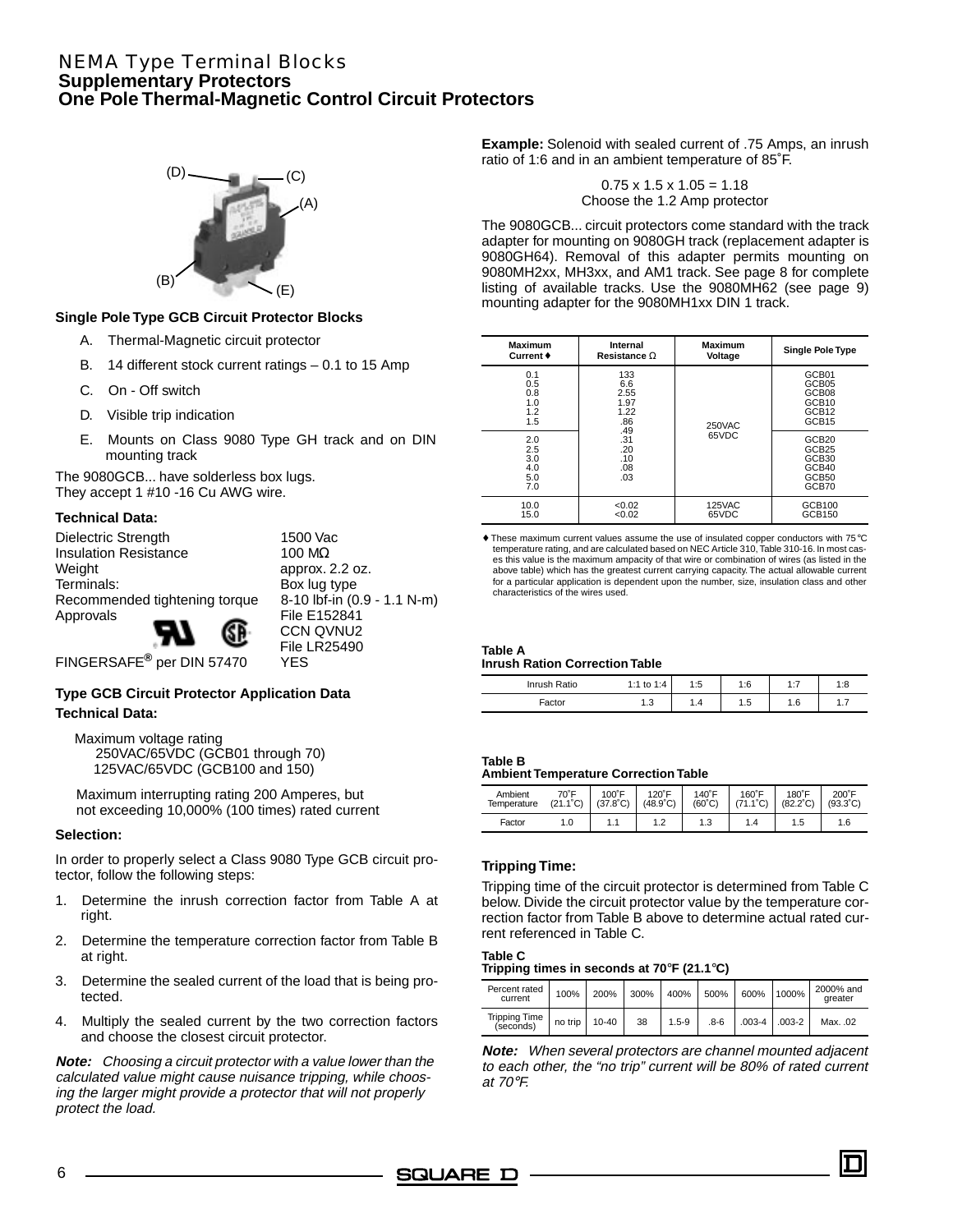# NEMA Type Terminal Blocks
## Supplementary Protectors
## One Pole Thermal-Magnetic Control Circuit Protectors

(D) (C) (A) (B) (E)

**Single Pole Type GCB Circuit Protector Blocks**

A. Thermal-Magnetic circuit protector

B. 14 different stock current ratings – 0.1 to 15 Amp

C. On - Off switch

D. Visible trip indication

E. Mounts on Class 9080 Type GH track and on DIN mounting track

The 9080GCB... have solderless box lugs.
They accept 1 #10 -16 Cu AWG wire.

**Technical Data:**

| | |
|---|---|
| Dielectric Strength | 1500 Vac |
| Insulation Resistance | 100 MΩ |
| Weight | approx. 2.2 oz. |
| Terminals: | Box lug type |
| Recommended tightening torque | 8-10 lbf-in (0.9 - 1.1 N-m) |
| Approvals | File E152841<br>CCN QVNU2<br>File LR25490 |
| FINGERSAFE® per DIN 57470 | YES |

**Type GCB Circuit Protector Application Data**

**Technical Data:**

Maximum voltage rating
250VAC/65VDC (GCB01 through 70)
125VAC/65VDC (GCB100 and 150)

Maximum interrupting rating 200 Amperes, but not exceeding 10,000% (100 times) rated current

**Selection:**

In order to properly select a Class 9080 Type GCB circuit protector, follow the following steps:

1. Determine the inrush correction factor from Table A at right.
2. Determine the temperature correction factor from Table B at right.
3. Determine the sealed current of the load that is being protected.
4. Multiply the sealed current by the two correction factors and choose the closest circuit protector.

***Note:*** *Choosing a circuit protector with a value lower than the calculated value might cause nuisance tripping, while choosing the larger might provide a protector that will not properly protect the load.*

**Example:** Solenoid with sealed current of .75 Amps, an inrush ratio of 1:6 and in an ambient temperature of 85˚F.

0.75 x 1.5 x 1.05 = 1.18
Choose the 1.2 Amp protector

The 9080GCB... circuit protectors come standard with the track adapter for mounting on 9080GH track (replacement adapter is 9080GH64). Removal of this adapter permits mounting on 9080MH2xx, MH3xx, and AM1 track. See page 8 for complete listing of available tracks. Use the 9080MH62 (see page 9) mounting adapter for the 9080MH1xx DIN 1 track.

| Maximum Current ♦ | Internal Resistance Ω | Maximum Voltage | Single Pole Type |
|---|---|---|---|
| 0.1<br>0.5<br>0.8<br>1.0<br>1.2<br>1.5 | 133<br>6.6<br>2.55<br>1.97<br>1.22<br>.86 | 250VAC<br>65VDC | GCB01<br>GCB05<br>GCB08<br>GCB10<br>GCB12<br>GCB15 |
| 2.0<br>2.5<br>3.0<br>4.0<br>5.0<br>7.0 | .49<br>.31<br>.20<br>.10<br>.08<br>.03 | | GCB20<br>GCB25<br>GCB30<br>GCB40<br>GCB50<br>GCB70 |
| 10.0<br>15.0 | <0.02<br><0.02 | 125VAC<br>65VDC | GCB100<br>GCB150 |

♦ These maximum current values assume the use of insulated copper conductors with 75°C temperature rating, and are calculated based on NEC Article 310, Table 310-16. In most cases this value is the maximum ampacity of that wire or combination of wires (as listed in the above table) which has the greatest current carrying capacity. The actual allowable current for a particular application is dependent upon the number, size, insulation class and other characteristics of the wires used.

**Table A**
**Inrush Ration Correction Table**

| Inrush Ratio | 1:1 to 1:4 | 1:5 | 1:6 | 1:7 | 1:8 |
|---|---|---|---|---|---|
| Factor | 1.3 | 1.4 | 1.5 | 1.6 | 1.7 |

**Table B**
**Ambient Temperature Correction Table**

| Ambient Temperature | 70˚F (21.1˚C) | 100˚F (37.8˚C) | 120˚F (48.9˚C) | 140˚F (60˚C) | 160˚F (71.1˚C) | 180˚F (82.2˚C) | 200˚F (93.3˚C) |
|---|---|---|---|---|---|---|---|
| Factor | 1.0 | 1.1 | 1.2 | 1.3 | 1.4 | 1.5 | 1.6 |

**Tripping Time:**

Tripping time of the circuit protector is determined from Table C below. Divide the circuit protector value by the temperature correction factor from Table B above to determine actual rated current referenced in Table C.

**Table C**
**Tripping times in seconds at 70°F (21.1°C)**

| Percent rated current | 100% | 200% | 300% | 400% | 500% | 600% | 1000% | 2000% and greater |
|---|---|---|---|---|---|---|---|---|
| Tripping Time (seconds) | no trip | 10-40 | 38 | 1.5-9 | .8-6 | .003-4 | .003-2 | Max. .02 |

***Note:*** *When several protectors are channel mounted adjacent to each other, the "no trip" current will be 80% of rated current at 70°F.*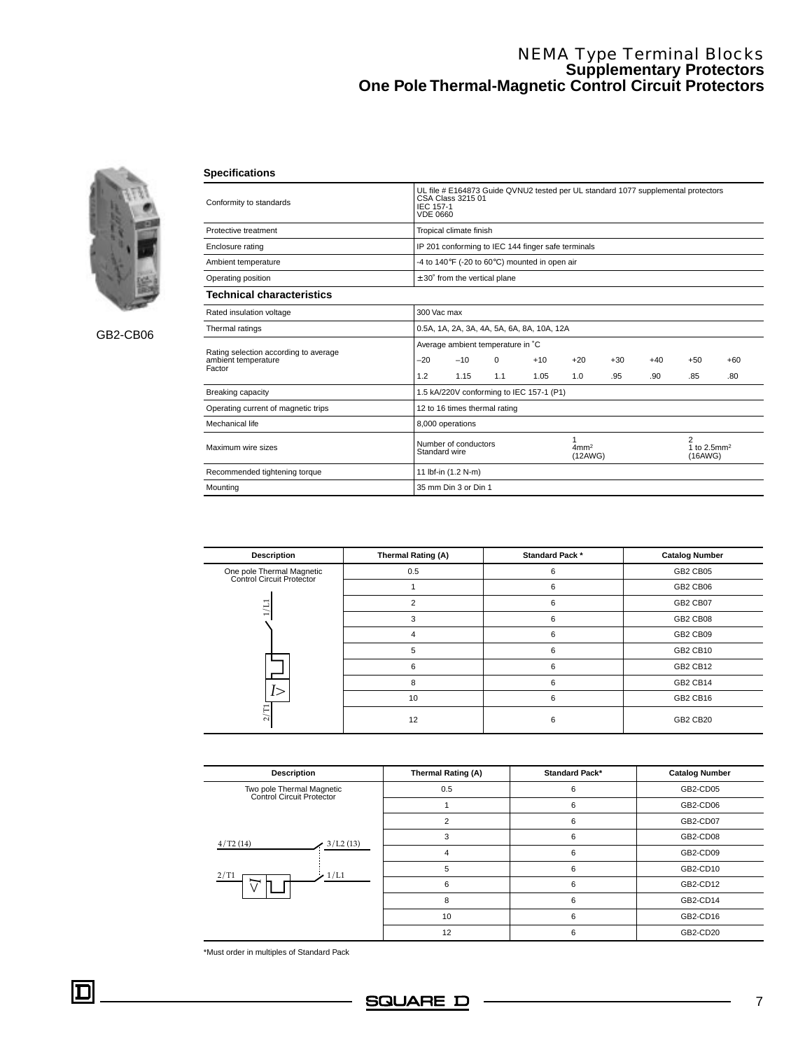# NEMA Type Terminal Blocks
## Supplementary Protectors
## One Pole Thermal-Magnetic Control Circuit Protectors

GB2-CB06

### Specifications

| | |
|---|---|
| Conformity to standards | UL file # E164873 Guide QVNU2 tested per UL standard 1077 supplemental protectors<br>CSA Class 3215 01<br>IEC 157-1<br>VDE 0660 |
| Protective treatment | Tropical climate finish |
| Enclosure rating | IP 201 conforming to IEC 144 finger safe terminals |
| Ambient temperature | -4 to 140°F (-20 to 60°C) mounted in open air |
| Operating position | ± 30˚ from the vertical plane |

### Technical characteristics

| | | | | | | | | | |
|---|---|---|---|---|---|---|---|---|---|
| Rated insulation voltage | 300 Vac max | | | | | | | | |
| Thermal ratings | 0.5A, 1A, 2A, 3A, 4A, 5A, 6A, 8A, 10A, 12A | | | | | | | | |
| Rating selection according to average ambient temperature Factor | Average ambient temperature in ˚C | | | | | | | | |
| | –20 | –10 | 0 | +10 | +20 | +30 | +40 | +50 | +60 |
| | 1.2 | 1.15 | 1.1 | 1.05 | 1.0 | .95 | .90 | .85 | .80 |
| Breaking capacity | 1.5 kA/220V conforming to IEC 157-1 (P1) | | | | | | | | |
| Operating current of magnetic trips | 12 to 16 times thermal rating | | | | | | | | |
| Mechanical life | 8,000 operations | | | | | | | | |
| Maximum wire sizes | Number of conductors<br>Standard wire | | | | 1<br>4mm²<br>(12AWG) | | | 2<br>1 to 2.5mm²<br>(16AWG) | |
| Recommended tightening torque | 11 lbf-in (1.2 N-m) | | | | | | | | |
| Mounting | 35 mm Din 3 or Din 1 | | | | | | | | |

| Description | Thermal Rating (A) | Standard Pack * | Catalog Number |
|---|---|---|---|
| One pole Thermal Magnetic Control Circuit Protector | 0.5 | 6 | GB2 CB05 |
| | 1 | 6 | GB2 CB06 |
| | 2 | 6 | GB2 CB07 |
| | 3 | 6 | GB2 CB08 |
| | 4 | 6 | GB2 CB09 |
| | 5 | 6 | GB2 CB10 |
| | 6 | 6 | GB2 CB12 |
| | 8 | 6 | GB2 CB14 |
| | 10 | 6 | GB2 CB16 |
| | 12 | 6 | GB2 CB20 |

| Description | Thermal Rating (A) | Standard Pack* | Catalog Number |
|---|---|---|---|
| Two pole Thermal Magnetic Control Circuit Protector | 0.5 | 6 | GB2-CD05 |
| | 1 | 6 | GB2-CD06 |
| | 2 | 6 | GB2-CD07 |
| | 3 | 6 | GB2-CD08 |
| | 4 | 6 | GB2-CD09 |
| | 5 | 6 | GB2-CD10 |
| | 6 | 6 | GB2-CD12 |
| | 8 | 6 | GB2-CD14 |
| | 10 | 6 | GB2-CD16 |
| | 12 | 6 | GB2-CD20 |

*Must order in multiples of Standard Pack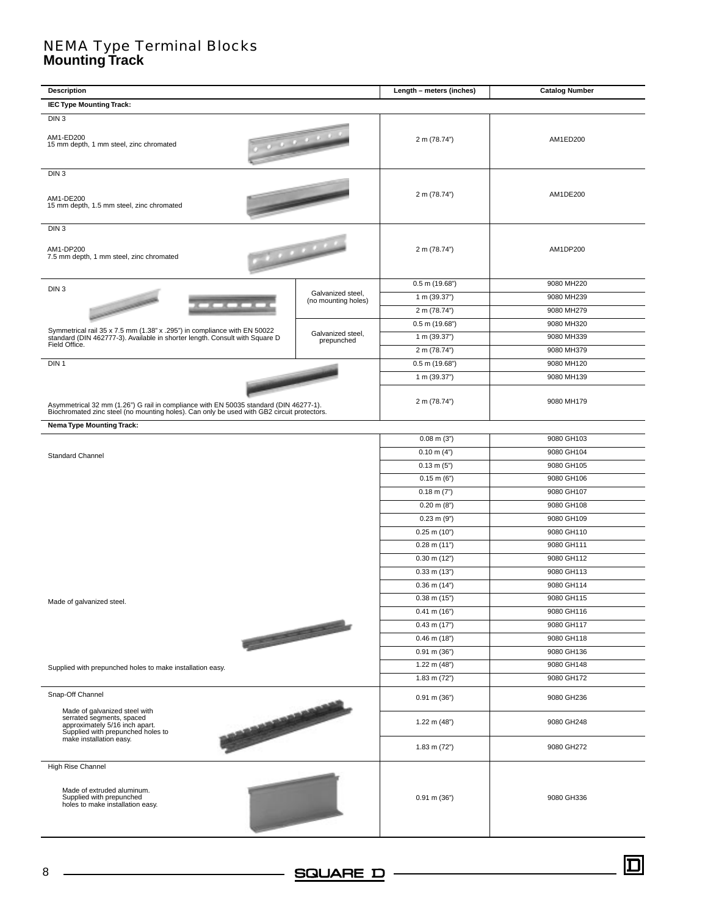# NEMA Type Terminal Blocks
## Mounting Track

| Description | | Length – meters (inches) | Catalog Number |
|---|---|---|---|
| **IEC Type Mounting Track:** | | | |
| DIN 3<br><br>AM1-ED200<br>15 mm depth, 1 mm steel, zinc chromated | | 2 m (78.74") | AM1ED200 |
| DIN 3<br><br>AM1-DE200<br>15 mm depth, 1.5 mm steel, zinc chromated | | 2 m (78.74") | AM1DE200 |
| DIN 3<br><br>AM1-DP200<br>7.5 mm depth, 1 mm steel, zinc chromated | | 2 m (78.74") | AM1DP200 |
| DIN 3<br><br>Symmetrical rail 35 x 7.5 mm (1.38" x .295") in compliance with EN 50022 standard (DIN 462777-3). Available in shorter length. Consult with Square D Field Office. | Galvanized steel, (no mounting holes) | 0.5 m (19.68") | 9080 MH220 |
| | | 1 m (39.37") | 9080 MH239 |
| | | 2 m (78.74") | 9080 MH279 |
| | Galvanized steel, prepunched | 0.5 m (19.68") | 9080 MH320 |
| | | 1 m (39.37") | 9080 MH339 |
| | | 2 m (78.74") | 9080 MH379 |
| DIN 1<br><br>Asymmetrical 32 mm (1.26") G rail in compliance with EN 50035 standard (DIN 46277-1). Biochromated zinc steel (no mounting holes). Can only be used with GB2 circuit protectors. | | 0.5 m (19.68") | 9080 MH120 |
| | | 1 m (39.37") | 9080 MH139 |
| | | 2 m (78.74") | 9080 MH179 |
| **Nema Type Mounting Track:** | | | |
| Standard Channel<br><br>Made of galvanized steel.<br><br>Supplied with prepunched holes to make installation easy. | | 0.08 m (3") | 9080 GH103 |
| | | 0.10 m (4") | 9080 GH104 |
| | | 0.13 m (5") | 9080 GH105 |
| | | 0.15 m (6") | 9080 GH106 |
| | | 0.18 m (7") | 9080 GH107 |
| | | 0.20 m (8") | 9080 GH108 |
| | | 0.23 m (9") | 9080 GH109 |
| | | 0.25 m (10") | 9080 GH110 |
| | | 0.28 m (11") | 9080 GH111 |
| | | 0.30 m (12") | 9080 GH112 |
| | | 0.33 m (13") | 9080 GH113 |
| | | 0.36 m (14") | 9080 GH114 |
| | | 0.38 m (15") | 9080 GH115 |
| | | 0.41 m (16") | 9080 GH116 |
| | | 0.43 m (17") | 9080 GH117 |
| | | 0.46 m (18") | 9080 GH118 |
| | | 0.91 m (36") | 9080 GH136 |
| | | 1.22 m (48") | 9080 GH148 |
| | | 1.83 m (72") | 9080 GH172 |
| Snap-Off Channel<br><br>Made of galvanized steel with serrated segments, spaced approximately 5/16 inch apart. Supplied with prepunched holes to make installation easy. | | 0.91 m (36") | 9080 GH236 |
| | | 1.22 m (48") | 9080 GH248 |
| | | 1.83 m (72") | 9080 GH272 |
| High Rise Channel<br><br>Made of extruded aluminum. Supplied with prepunched holes to make installation easy. | | 0.91 m (36") | 9080 GH336 |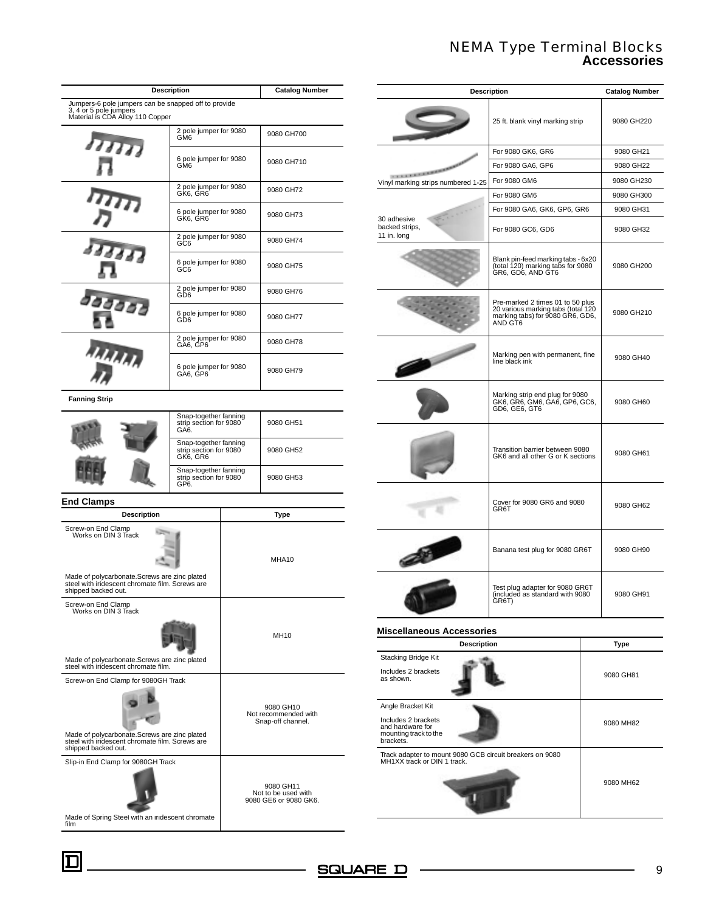# NEMA Type Terminal Blocks
## Accessories

| Description | | Catalog Number |
|---|---|---|
| Jumpers-6 pole jumpers can be snapped off to provide 3, 4 or 5 pole jumpers Material is CDA Alloy 110 Copper | | |
| | 2 pole jumper for 9080 GM6 | 9080 GH700 |
| | 6 pole jumper for 9080 GM6 | 9080 GH710 |
| | 2 pole jumper for 9080 GK6, GR6 | 9080 GH72 |
| | 6 pole jumper for 9080 GK6, GR6 | 9080 GH73 |
| | 2 pole jumper for 9080 GC6 | 9080 GH74 |
| | 6 pole jumper for 9080 GC6 | 9080 GH75 |
| | 2 pole jumper for 9080 GD6 | 9080 GH76 |
| | 6 pole jumper for 9080 GD6 | 9080 GH77 |
| | 2 pole jumper for 9080 GA6, GP6 | 9080 GH78 |
| | 6 pole jumper for 9080 GA6, GP6 | 9080 GH79 |
| **Fanning Strip** | | |
| | Snap-together fanning strip section for 9080 GA6. | 9080 GH51 |
| | Snap-together fanning strip section for 9080 GK6, GR6 | 9080 GH52 |
| | Snap-together fanning strip section for 9080 GP6. | 9080 GH53 |

### End Clamps

| Description | Type |
|---|---|
| Screw-on End Clamp Works on DIN 3 Track. Made of polycarbonate. Screws are zinc plated steel with iridescent chromate film. Screws are shipped backed out. | MHA10 |
| Screw-on End Clamp Works on DIN 3 Track. Made of polycarbonate. Screws are zinc plated steel with iridescent chromate film. | MH10 |
| Screw-on End Clamp for 9080GH Track. Made of polycarbonate. Screws are zinc plated steel with iridescent chromate film. Screws are shipped backed out. | 9080 GH10 Not recommended with Snap-off channel. |
| Slip-in End Clamp for 9080GH Track. Made of Spring Steel with an iridescent chromate film | 9080 GH11 Not to be used with 9080 GE6 or 9080 GK6. |

| Description | | Catalog Number |
|---|---|---|
| | 25 ft. blank vinyl marking strip | 9080 GH220 |
| Vinyl marking strips numbered 1-25 | For 9080 GK6, GR6 | 9080 GH21 |
| | For 9080 GA6, GP6 | 9080 GH22 |
| | For 9080 GM6 | 9080 GH230 |
| 30 adhesive backed strips, 11 in. long | For 9080 GM6 | 9080 GH300 |
| | For 9080 GA6, GK6, GP6, GR6 | 9080 GH31 |
| | For 9080 GC6, GD6 | 9080 GH32 |
| | Blank pin-feed marking tabs - 6x20 (total 120) marking tabs for 9080 GR6, GD6, AND GT6 | 9080 GH200 |
| | Pre-marked 2 times 01 to 50 plus 20 various marking tabs (total 120 marking tabs) for 9080 GR6, GD6, AND GT6 | 9080 GH210 |
| | Marking pen with permanent, fine line black ink | 9080 GH40 |
| | Marking strip end plug for 9080 GK6, GR6, GM6, GA6, GP6, GC6, GD6, GE6, GT6 | 9080 GH60 |
| | Transition barrier between 9080 GK6 and all other G or K sections | 9080 GH61 |
| | Cover for 9080 GR6 and 9080 GR6T | 9080 GH62 |
| | Banana test plug for 9080 GR6T | 9080 GH90 |
| | Test plug adapter for 9080 GR6T (included as standard with 9080 GR6T) | 9080 GH91 |

### Miscellaneous Accessories

| Description | Type |
|---|---|
| Stacking Bridge Kit. Includes 2 brackets as shown. | 9080 GH81 |
| Angle Bracket Kit. Includes 2 brackets and hardware for mounting track to the brackets. | 9080 MH82 |
| Track adapter to mount 9080 GCB circuit breakers on 9080 MH1XX track or DIN 1 track. | 9080 MH62 |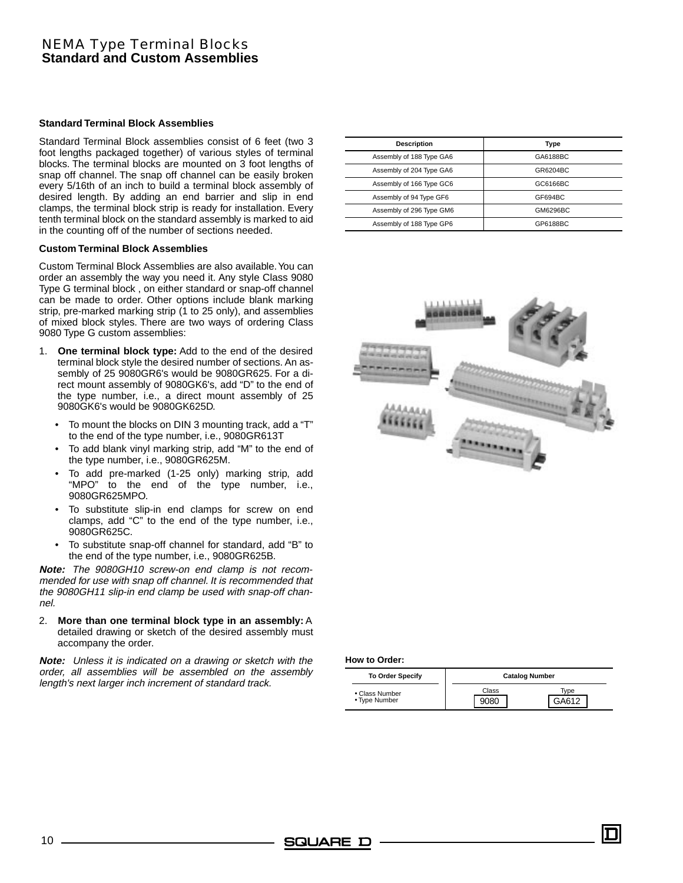# NEMA Type Terminal Blocks
## Standard and Custom Assemblies

### Standard Terminal Block Assemblies

Standard Terminal Block assemblies consist of 6 feet (two 3 foot lengths packaged together) of various styles of terminal blocks. The terminal blocks are mounted on 3 foot lengths of snap off channel. The snap off channel can be easily broken every 5/16th of an inch to build a terminal block assembly of desired length. By adding an end barrier and slip in end clamps, the terminal block strip is ready for installation. Every tenth terminal block on the standard assembly is marked to aid in the counting off of the number of sections needed.

### Custom Terminal Block Assemblies

Custom Terminal Block Assemblies are also available. You can order an assembly the way you need it. Any style Class 9080 Type G terminal block , on either standard or snap-off channel can be made to order. Other options include blank marking strip, pre-marked marking strip (1 to 25 only), and assemblies of mixed block styles. There are two ways of ordering Class 9080 Type G custom assemblies:

1. **One terminal block type:** Add to the end of the desired terminal block style the desired number of sections. An assembly of 25 9080GR6's would be 9080GR625. For a direct mount assembly of 9080GK6's, add "D" to the end of the type number, i.e., a direct mount assembly of 25 9080GK6's would be 9080GK625D.
   - To mount the blocks on DIN 3 mounting track, add a "T" to the end of the type number, i.e., 9080GR613T
   - To add blank vinyl marking strip, add "M" to the end of the type number, i.e., 9080GR625M.
   - To add pre-marked (1-25 only) marking strip, add "MPO" to the end of the type number, i.e., 9080GR625MPO.
   - To substitute slip-in end clamps for screw on end clamps, add "C" to the end of the type number, i.e., 9080GR625C.
   - To substitute snap-off channel for standard, add "B" to the end of the type number, i.e., 9080GR625B.

***Note:*** *The 9080GH10 screw-on end clamp is not recommended for use with snap off channel. It is recommended that the 9080GH11 slip-in end clamp be used with snap-off channel.*

2. **More than one terminal block type in an assembly:** A detailed drawing or sketch of the desired assembly must accompany the order.

***Note:*** *Unless it is indicated on a drawing or sketch with the order, all assemblies will be assembled on the assembly length's next larger inch increment of standard track.*

| Description | Type |
|---|---|
| Assembly of 188 Type GA6 | GA6188BC |
| Assembly of 204 Type GA6 | GR6204BC |
| Assembly of 166 Type GC6 | GC6166BC |
| Assembly of 94 Type GF6 | GF694BC |
| Assembly of 296 Type GM6 | GM6296BC |
| Assembly of 188 Type GP6 | GP6188BC |

**How to Order:**

| To Order Specify | Catalog Number | |
|---|---|---|
| | Class | Type |
| • Class Number<br>• Type Number | 9080 | GA612 |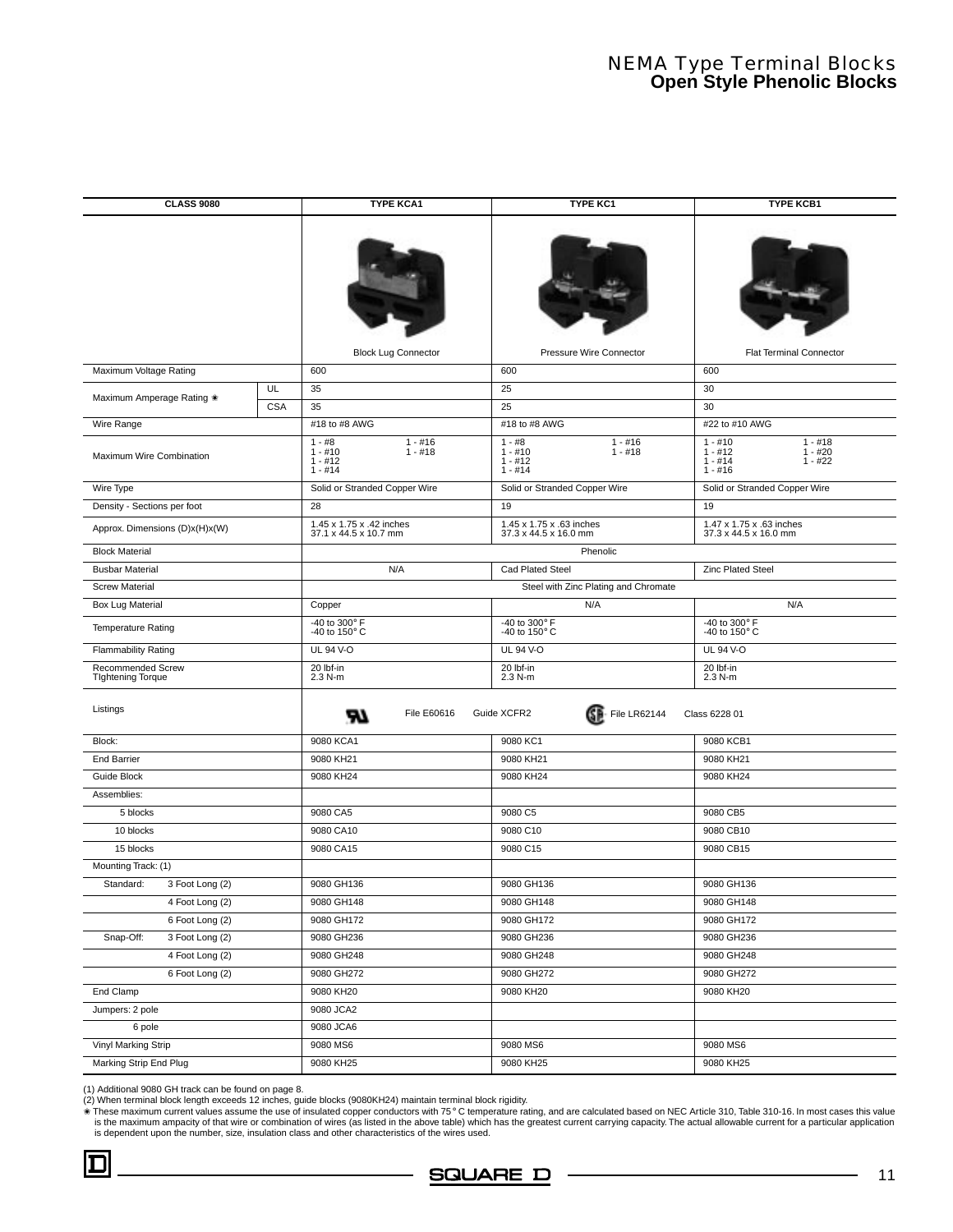# NEMA Type Terminal Blocks
## Open Style Phenolic Blocks

| CLASS 9080 | | TYPE KCA1 | TYPE KC1 | TYPE KCB1 |
|---|---|---|---|---|
| | | Block Lug Connector | Pressure Wire Connector | Flat Terminal Connector |
| Maximum Voltage Rating | | 600 | 600 | 600 |
| Maximum Amperage Rating ❋ | UL | 35 | 25 | 30 |
| | CSA | 35 | 25 | 30 |
| Wire Range | | #18 to #8 AWG | #18 to #8 AWG | #22 to #10 AWG |
| Maximum Wire Combination | | 1 - #8, 1 - #10, 1 - #12, 1 - #14, 1 - #16, 1 - #18 | 1 - #8, 1 - #10, 1 - #12, 1 - #14, 1 - #16, 1 - #18 | 1 - #10, 1 - #12, 1 - #14, 1 - #16, 1 - #18, 1 - #20, 1 - #22 |
| Wire Type | | Solid or Stranded Copper Wire | Solid or Stranded Copper Wire | Solid or Stranded Copper Wire |
| Density - Sections per foot | | 28 | 19 | 19 |
| Approx. Dimensions (D)x(H)x(W) | | 1.45 x 1.75 x .42 inches 37.1 x 44.5 x 10.7 mm | 1.45 x 1.75 x .63 inches 37.3 x 44.5 x 16.0 mm | 1.47 x 1.75 x .63 inches 37.3 x 44.5 x 16.0 mm |
| Block Material | | Phenolic | | |
| Busbar Material | | N/A | Cad Plated Steel | Zinc Plated Steel |
| Screw Material | | Steel with Zinc Plating and Chromate | | |
| Box Lug Material | | Copper | N/A | N/A |
| Temperature Rating | | -40 to 300° F -40 to 150° C | -40 to 300° F -40 to 150° C | -40 to 300° F -40 to 150° C |
| Flammability Rating | | UL 94 V-O | UL 94 V-O | UL 94 V-O |
| Recommended Screw Tightening Torque | | 20 lbf-in 2.3 N-m | 20 lbf-in 2.3 N-m | 20 lbf-in 2.3 N-m |
| Listings | | UL File E60616 Guide XCFR2 | CSA File LR62144 | Class 6228 01 |
| Block: | | 9080 KCA1 | 9080 KC1 | 9080 KCB1 |
| End Barrier | | 9080 KH21 | 9080 KH21 | 9080 KH21 |
| Guide Block | | 9080 KH24 | 9080 KH24 | 9080 KH24 |
| Assemblies: | | | | |
| 5 blocks | | 9080 CA5 | 9080 C5 | 9080 CB5 |
| 10 blocks | | 9080 CA10 | 9080 C10 | 9080 CB10 |
| 15 blocks | | 9080 CA15 | 9080 C15 | 9080 CB15 |
| Mounting Track: (1) | | | | |
| Standard: | 3 Foot Long (2) | 9080 GH136 | 9080 GH136 | 9080 GH136 |
| | 4 Foot Long (2) | 9080 GH148 | 9080 GH148 | 9080 GH148 |
| | 6 Foot Long (2) | 9080 GH172 | 9080 GH172 | 9080 GH172 |
| Snap-Off: | 3 Foot Long (2) | 9080 GH236 | 9080 GH236 | 9080 GH236 |
| | 4 Foot Long (2) | 9080 GH248 | 9080 GH248 | 9080 GH248 |
| | 6 Foot Long (2) | 9080 GH272 | 9080 GH272 | 9080 GH272 |
| End Clamp | | 9080 KH20 | 9080 KH20 | 9080 KH20 |
| Jumpers: 2 pole | | 9080 JCA2 | | |
| 6 pole | | 9080 JCA6 | | |
| Vinyl Marking Strip | | 9080 MS6 | 9080 MS6 | 9080 MS6 |
| Marking Strip End Plug | | 9080 KH25 | 9080 KH25 | 9080 KH25 |

(1) Additional 9080 GH track can be found on page 8.
(2) When terminal block length exceeds 12 inches, guide blocks (9080KH24) maintain terminal block rigidity.
❋ These maximum current values assume the use of insulated copper conductors with 75° C temperature rating, and are calculated based on NEC Article 310, Table 310-16. In most cases this value is the maximum ampacity of that wire or combination of wires (as listed in the above table) which has the greatest current carrying capacity. The actual allowable current for a particular application is dependent upon the number, size, insulation class and other characteristics of the wires used.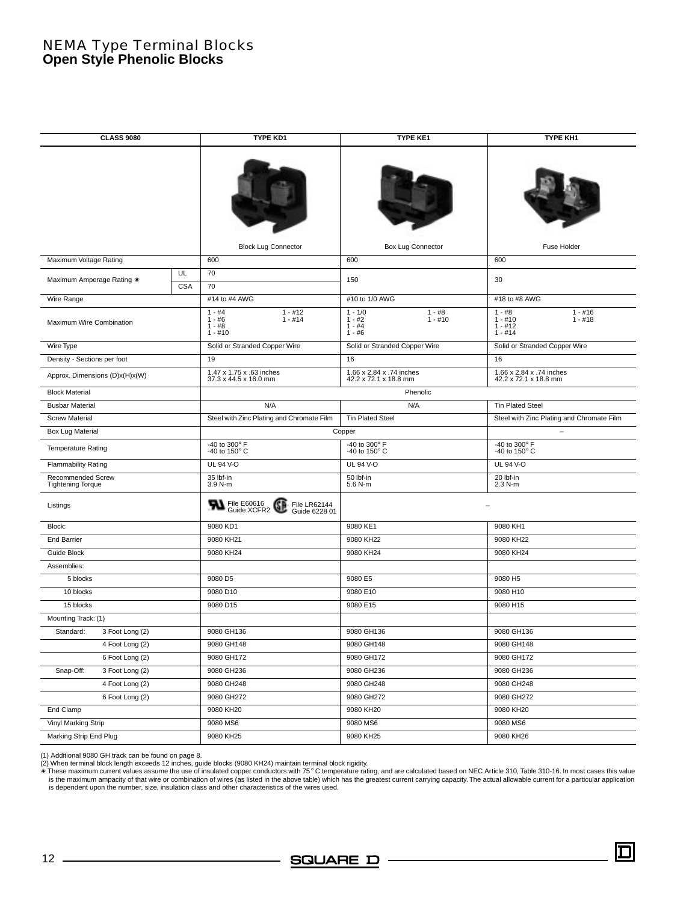# NEMA Type Terminal Blocks
## Open Style Phenolic Blocks

| CLASS 9080 | | TYPE KD1 | TYPE KE1 | TYPE KH1 |
|---|---|---|---|---|
| | | Block Lug Connector | Box Lug Connector | Fuse Holder |
| Maximum Voltage Rating | | 600 | 600 | 600 |
| Maximum Amperage Rating ✻ | UL | 70 | 150 | 30 |
| | CSA | 70 | | |
| Wire Range | | #14 to #4 AWG | #10 to 1/0 AWG | #18 to #8 AWG |
| Maximum Wire Combination | | 1 - #4, 1 - #6, 1 - #8, 1 - #10, 1 - #12, 1 - #14 | 1 - 1/0, 1 - #2, 1 - #4, 1 - #6, 1 - #8, 1 - #10 | 1 - #8, 1 - #10, 1 - #12, 1 - #14, 1 - #16, 1 - #18 |
| Wire Type | | Solid or Stranded Copper Wire | Solid or Stranded Copper Wire | Solid or Stranded Copper Wire |
| Density - Sections per foot | | 19 | 16 | 16 |
| Approx. Dimensions (D)x(H)x(W) | | 1.47 x 1.75 x .63 inches<br>37.3 x 44.5 x 16.0 mm | 1.66 x 2.84 x .74 inches<br>42.2 x 72.1 x 18.8 mm | 1.66 x 2.84 x .74 inches<br>42.2 x 72.1 x 18.8 mm |
| Block Material | | Phenolic | | |
| Busbar Material | | N/A | N/A | Tin Plated Steel |
| Screw Material | | Steel with Zinc Plating and Chromate Film | Tin Plated Steel | Steel with Zinc Plating and Chromate Film |
| Box Lug Material | | Copper | | – |
| Temperature Rating | | -40 to 300° F<br>-40 to 150° C | -40 to 300° F<br>-40 to 150° C | -40 to 300° F<br>-40 to 150° C |
| Flammability Rating | | UL 94 V-O | UL 94 V-O | UL 94 V-O |
| Recommended Screw Tightening Torque | | 35 lbf-in<br>3.9 N-m | 50 lbf-in<br>5.6 N-m | 20 lbf-in<br>2.3 N-m |
| Listings | | UL File E60616 Guide XCFR2; CSA File LR62144 Guide 6228 01 | – | |
| Block: | | 9080 KD1 | 9080 KE1 | 9080 KH1 |
| End Barrier | | 9080 KH21 | 9080 KH22 | 9080 KH22 |
| Guide Block | | 9080 KH24 | 9080 KH24 | 9080 KH24 |
| Assemblies: | | | | |
| 5 blocks | | 9080 D5 | 9080 E5 | 9080 H5 |
| 10 blocks | | 9080 D10 | 9080 E10 | 9080 H10 |
| 15 blocks | | 9080 D15 | 9080 E15 | 9080 H15 |
| Mounting Track: (1) | | | | |
| Standard: | 3 Foot Long (2) | 9080 GH136 | 9080 GH136 | 9080 GH136 |
| | 4 Foot Long (2) | 9080 GH148 | 9080 GH148 | 9080 GH148 |
| | 6 Foot Long (2) | 9080 GH172 | 9080 GH172 | 9080 GH172 |
| Snap-Off: | 3 Foot Long (2) | 9080 GH236 | 9080 GH236 | 9080 GH236 |
| | 4 Foot Long (2) | 9080 GH248 | 9080 GH248 | 9080 GH248 |
| | 6 Foot Long (2) | 9080 GH272 | 9080 GH272 | 9080 GH272 |
| End Clamp | | 9080 KH20 | 9080 KH20 | 9080 KH20 |
| Vinyl Marking Strip | | 9080 MS6 | 9080 MS6 | 9080 MS6 |
| Marking Strip End Plug | | 9080 KH25 | 9080 KH25 | 9080 KH26 |

(1) Additional 9080 GH track can be found on page 8.
(2) When terminal block length exceeds 12 inches, guide blocks (9080 KH24) maintain terminal block rigidity.
✻ These maximum current values assume the use of insulated copper conductors with 75° C temperature rating, and are calculated based on NEC Article 310, Table 310-16. In most cases this value is the maximum ampacity of that wire or combination of wires (as listed in the above table) which has the greatest current carrying capacity. The actual allowable current for a particular application is dependent upon the number, size, insulation class and other characteristics of the wires used.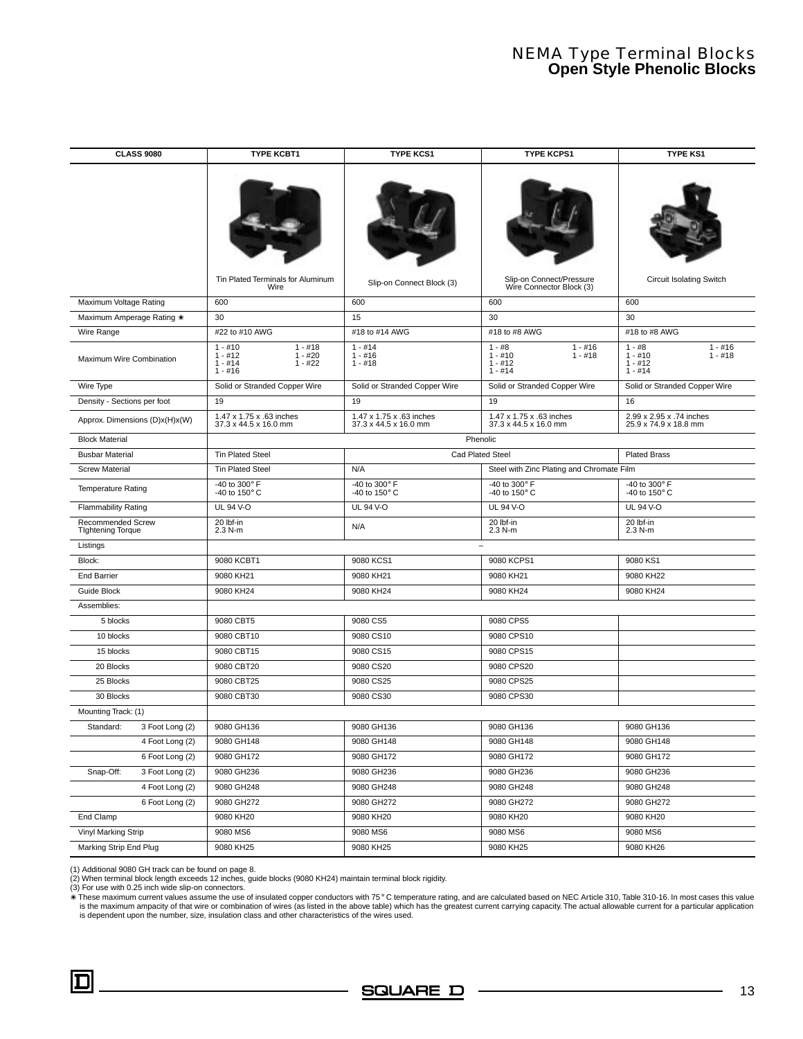# NEMA Type Terminal Blocks
## Open Style Phenolic Blocks

| CLASS 9080 | TYPE KCBT1 | TYPE KCS1 | TYPE KCPS1 | TYPE KS1 |
|---|---|---|---|---|
| | Tin Plated Terminals for Aluminum Wire | Slip-on Connect Block (3) | Slip-on Connect/Pressure Wire Connector Block (3) | Circuit Isolating Switch |
| Maximum Voltage Rating | 600 | 600 | 600 | 600 |
| Maximum Amperage Rating ✱ | 30 | 15 | 30 | 30 |
| Wire Range | #22 to #10 AWG | #18 to #14 AWG | #18 to #8 AWG | #18 to #8 AWG |
| Maximum Wire Combination | 1 - #10, 1 - #12, 1 - #14, 1 - #16, 1 - #18, 1 - #20, 1 - #22 | 1 - #14, 1 - #16, 1 - #18 | 1 - #8, 1 - #10, 1 - #12, 1 - #14, 1 - #16, 1 - #18 | 1 - #8, 1 - #10, 1 - #12, 1 - #14, 1 - #16, 1 - #18 |
| Wire Type | Solid or Stranded Copper Wire | Solid or Stranded Copper Wire | Solid or Stranded Copper Wire | Solid or Stranded Copper Wire |
| Density - Sections per foot | 19 | 19 | 19 | 16 |
| Approx. Dimensions (D)x(H)x(W) | 1.47 x 1.75 x .63 inches 37.3 x 44.5 x 16.0 mm | 1.47 x 1.75 x .63 inches 37.3 x 44.5 x 16.0 mm | 1.47 x 1.75 x .63 inches 37.3 x 44.5 x 16.0 mm | 2.99 x 2.95 x .74 inches 25.9 x 74.9 x 18.8 mm |
| Block Material | Phenolic | | | |
| Busbar Material | Tin Plated Steel | Cad Plated Steel | | Plated Brass |
| Screw Material | Tin Plated Steel | N/A | Steel with Zinc Plating and Chromate Film | |
| Temperature Rating | -40 to 300° F -40 to 150° C | -40 to 300° F -40 to 150° C | -40 to 300° F -40 to 150° C | -40 to 300° F -40 to 150° C |
| Flammability Rating | UL 94 V-O | UL 94 V-O | UL 94 V-O | UL 94 V-O |
| Recommended Screw Tightening Torque | 20 lbf-in 2.3 N-m | N/A | 20 lbf-in 2.3 N-m | 20 lbf-in 2.3 N-m |
| Listings | – | | | |
| Block: | 9080 KCBT1 | 9080 KCS1 | 9080 KCPS1 | 9080 KS1 |
| End Barrier | 9080 KH21 | 9080 KH21 | 9080 KH21 | 9080 KH22 |
| Guide Block | 9080 KH24 | 9080 KH24 | 9080 KH24 | 9080 KH24 |
| Assemblies: | | | | |
| 5 blocks | 9080 CBT5 | 9080 CS5 | 9080 CPS5 | |
| 10 blocks | 9080 CBT10 | 9080 CS10 | 9080 CPS10 | |
| 15 blocks | 9080 CBT15 | 9080 CS15 | 9080 CPS15 | |
| 20 Blocks | 9080 CBT20 | 9080 CS20 | 9080 CPS20 | |
| 25 Blocks | 9080 CBT25 | 9080 CS25 | 9080 CPS25 | |
| 30 Blocks | 9080 CBT30 | 9080 CS30 | 9080 CPS30 | |
| Mounting Track: (1) | | | | |
| Standard: 3 Foot Long (2) | 9080 GH136 | 9080 GH136 | 9080 GH136 | 9080 GH136 |
| 4 Foot Long (2) | 9080 GH148 | 9080 GH148 | 9080 GH148 | 9080 GH148 |
| 6 Foot Long (2) | 9080 GH172 | 9080 GH172 | 9080 GH172 | 9080 GH172 |
| Snap-Off: 3 Foot Long (2) | 9080 GH236 | 9080 GH236 | 9080 GH236 | 9080 GH236 |
| 4 Foot Long (2) | 9080 GH248 | 9080 GH248 | 9080 GH248 | 9080 GH248 |
| 6 Foot Long (2) | 9080 GH272 | 9080 GH272 | 9080 GH272 | 9080 GH272 |
| End Clamp | 9080 KH20 | 9080 KH20 | 9080 KH20 | 9080 KH20 |
| Vinyl Marking Strip | 9080 MS6 | 9080 MS6 | 9080 MS6 | 9080 MS6 |
| Marking Strip End Plug | 9080 KH25 | 9080 KH25 | 9080 KH25 | 9080 KH26 |

(1) Additional 9080 GH track can be found on page 8.
(2) When terminal block length exceeds 12 inches, guide blocks (9080 KH24) maintain terminal block rigidity.
(3) For use with 0.25 inch wide slip-on connectors.
✱ These maximum current values assume the use of insulated copper conductors with 75° C temperature rating, and are calculated based on NEC Article 310, Table 310-16. In most cases this value is the maximum ampacity of that wire or combination of wires (as listed in the above table) which has the greatest current carrying capacity. The actual allowable current for a particular application is dependent upon the number, size, insulation class and other characteristics of the wires used.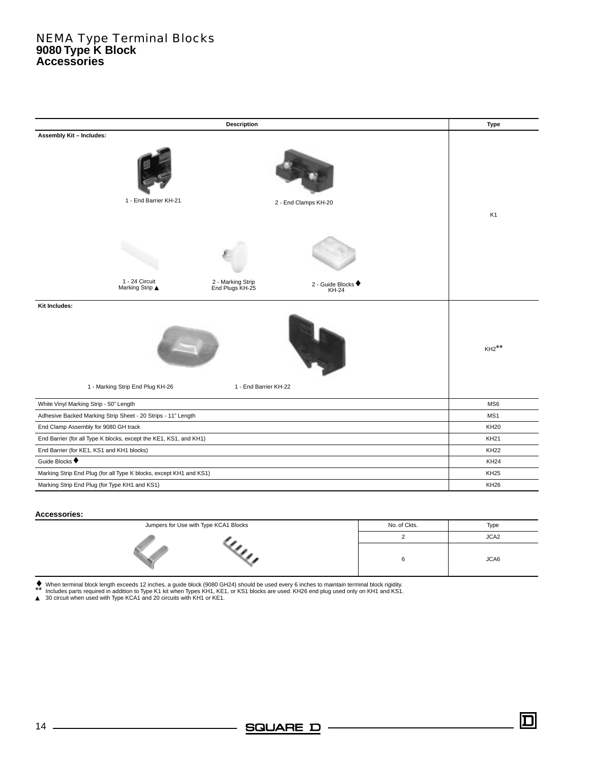# NEMA Type Terminal Blocks
## 9080 Type K Block
## Accessories

| Description | Type |
|---|---|
| **Assembly Kit – Includes:** 1 - End Barrier KH-21; 2 - End Clamps KH-20; 1 - 24 Circuit Marking Strip ▲; 2 - Marking Strip End Plugs KH-25; 2 - Guide Blocks ♦ KH-24 | K1 |
| **Kit Includes:** 1 - Marking Strip End Plug KH-26; 1 - End Barrier KH-22 | KH2** |
| White Vinyl Marking Strip - 50" Length | MS6 |
| Adhesive Backed Marking Strip Sheet - 20 Strips - 11" Length | MS1 |
| End Clamp Assembly for 9080 GH track | KH20 |
| End Barrier (for all Type K blocks, except the KE1, KS1, and KH1) | KH21 |
| End Barrier (for KE1, KS1 and KH1 blocks) | KH22 |
| Guide Blocks ♦ | KH24 |
| Marking Strip End Plug (for all Type K blocks, except KH1 and KS1) | KH25 |
| Marking Strip End Plug (for Type KH1 and KS1) | KH26 |

**Accessories:**

| Jumpers for Use with Type KCA1 Blocks | No. of Ckts. | Type |
|---|---|---|
| | 2 | JCA2 |
| | 6 | JCA6 |

♦ When terminal block length exceeds 12 inches, a guide block (9080 GH24) should be used every 6 inches to maintain terminal block rigidity.
** Includes parts required in addition to Type K1 kit when Types KH1, KE1, or KS1 blocks are used. KH26 end plug used only on KH1 and KS1.
▲ 30 circuit when used with Type KCA1 and 20 circuits with KH1 or KE1.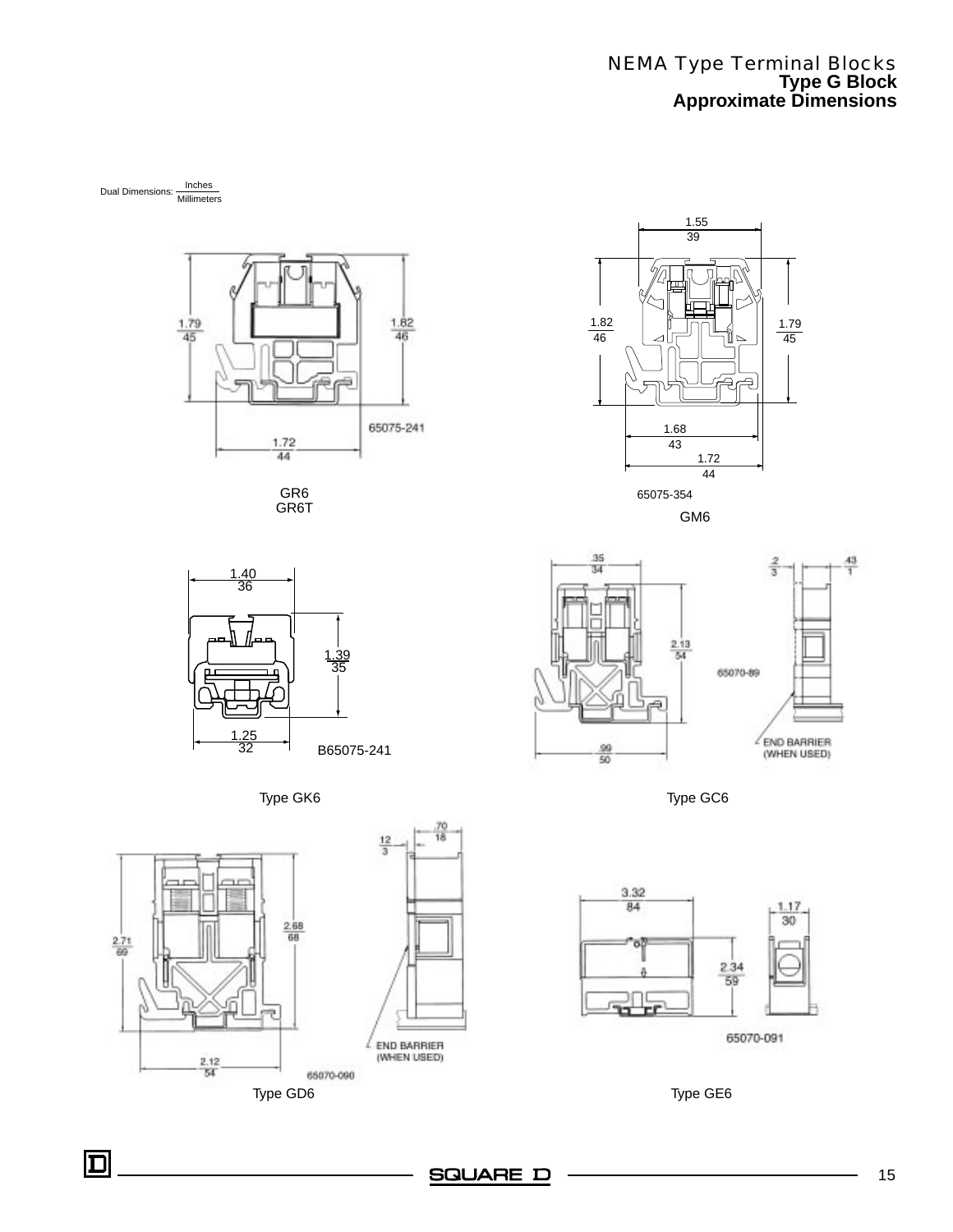# NEMA Type Terminal Blocks
## Type G Block
## Approximate Dimensions

Dual Dimensions: Inches / Millimeters

1.79/45 — 1.82/46 — 1.72/44 — 65075-241

GR6
GR6T

1.55/39 — 1.82/46 — 1.79/45 — 1.68/43 — 1.72/44 — 65075-354

GM6

1.40/36 — 1.39/35 — 1.25/32 — B65075-241

Type GK6

.35/34 — 2.13/54 — .99/50 — .2/3 — .43/1 — 65070-89 — END BARRIER (WHEN USED)

Type GC6

2.71/69 — 2.68/68 — 2.12/54 — .12/3 — .70/18 — END BARRIER (WHEN USED) — 65070-090

Type GD6

3.32/84 — 2.34/59 — 1.17/30 — 65070-091

Type GE6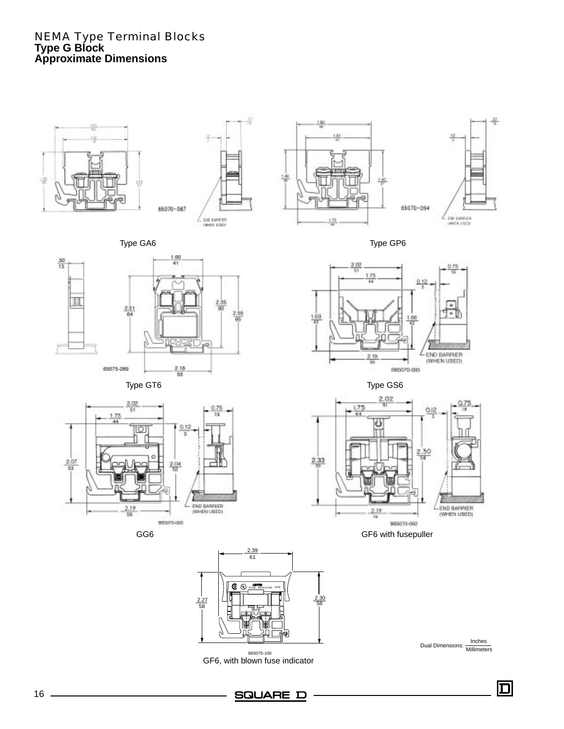# NEMA Type Terminal Blocks

## Type G Block

## Approximate Dimensions

Type GA6

Type GP6

Type GT6

Type GS6

GG6

GF6 with fusepuller

GF6, with blown fuse indicator

Dual Dimensions: Inches / Millimeters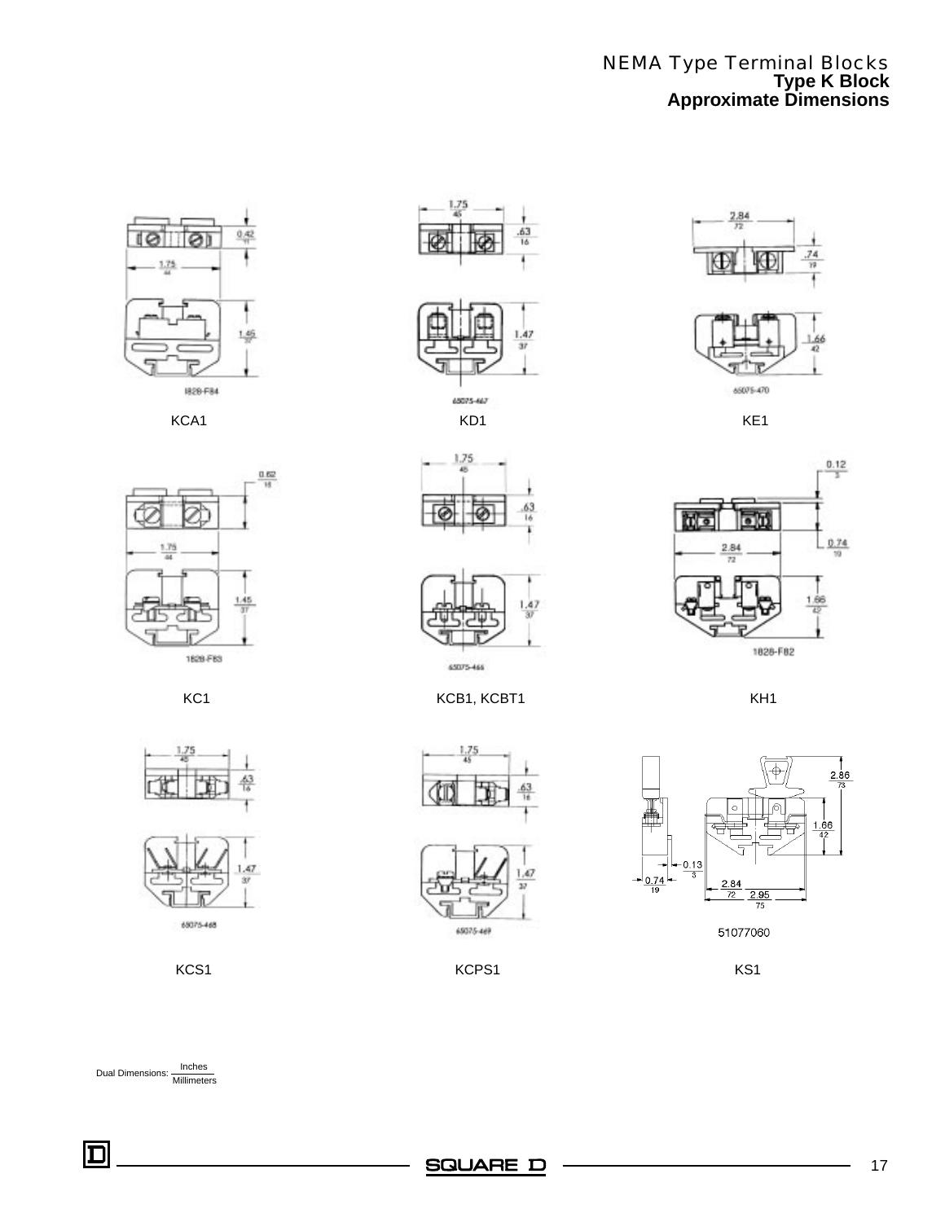# NEMA Type Terminal Blocks

## Type K Block

## Approximate Dimensions

KCA1

KD1

KE1

KC1

KCB1, KCBT1

KH1

KCS1

KCPS1

KS1

Dual Dimensions: Inches / Millimeters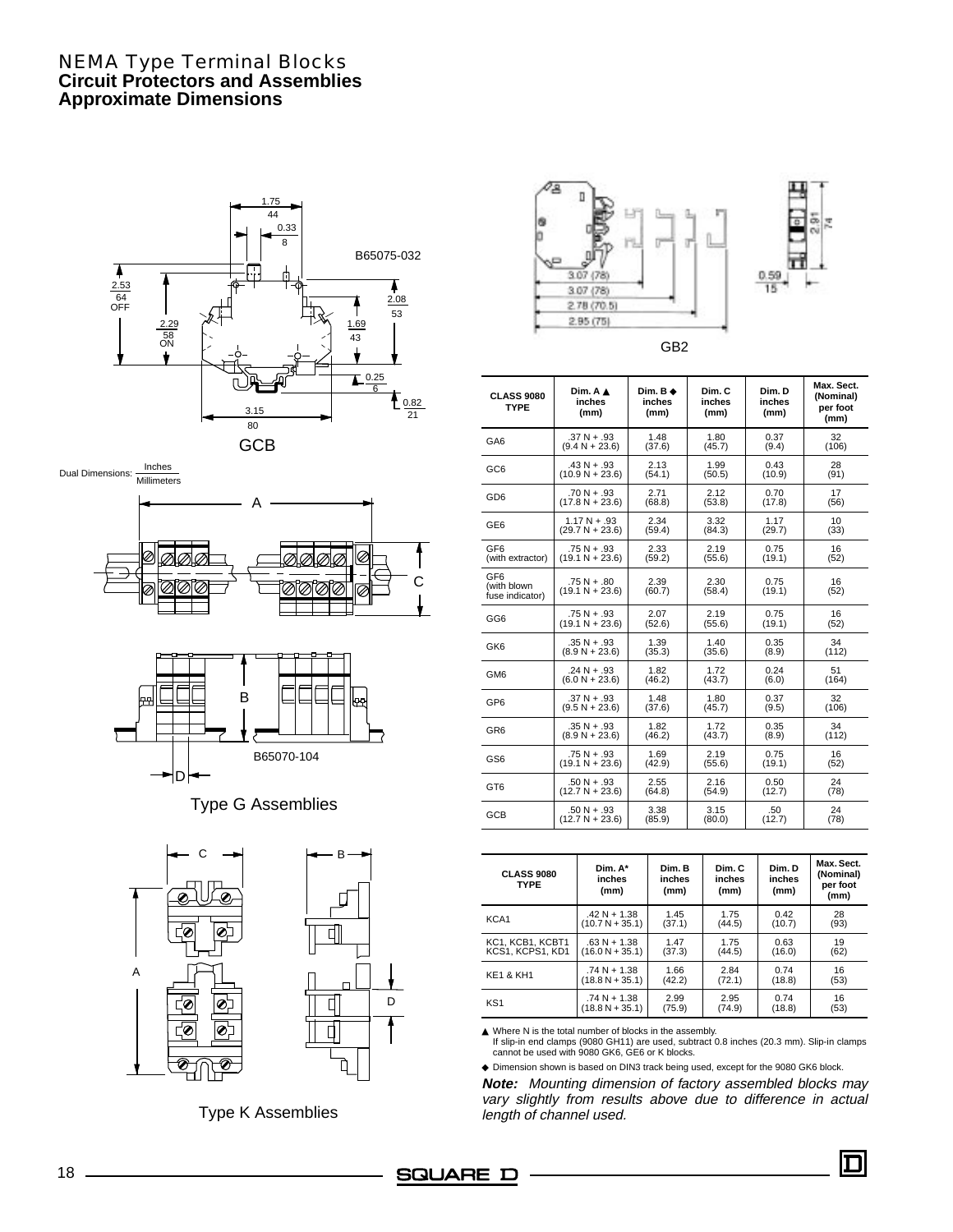# NEMA Type Terminal Blocks
## Circuit Protectors and Assemblies
## Approximate Dimensions

GCB

Dual Dimensions: Inches / Millimeters

B65075-032

B65070-104

Type G Assemblies

Type K Assemblies

GB2

| CLASS 9080 TYPE | Dim. A ▲ inches (mm) | Dim. B ◆ inches (mm) | Dim. C inches (mm) | Dim. D inches (mm) | Max. Sect. (Nominal) per foot (mm) |
|---|---|---|---|---|---|
| GA6 | .37 N + .93 (9.4 N + 23.6) | 1.48 (37.6) | 1.80 (45.7) | 0.37 (9.4) | 32 (106) |
| GC6 | .43 N + .93 (10.9 N + 23.6) | 2.13 (54.1) | 1.99 (50.5) | 0.43 (10.9) | 28 (91) |
| GD6 | .70 N + .93 (17.8 N + 23.6) | 2.71 (68.8) | 2.12 (53.8) | 0.70 (17.8) | 17 (56) |
| GE6 | 1.17 N + .93 (29.7 N + 23.6) | 2.34 (59.4) | 3.32 (84.3) | 1.17 (29.7) | 10 (33) |
| GF6 (with extractor) | .75 N + .93 (19.1 N + 23.6) | 2.33 (59.2) | 2.19 (55.6) | 0.75 (19.1) | 16 (52) |
| GF6 (with blown fuse indicator) | .75 N + .80 (19.1 N + 23.6) | 2.39 (60.7) | 2.30 (58.4) | 0.75 (19.1) | 16 (52) |
| GG6 | .75 N + .93 (19.1 N + 23.6) | 2.07 (52.6) | 2.19 (55.6) | 0.75 (19.1) | 16 (52) |
| GK6 | .35 N + .93 (8.9 N + 23.6) | 1.39 (35.3) | 1.40 (35.6) | 0.35 (8.9) | 34 (112) |
| GM6 | .24 N + .93 (6.0 N + 23.6) | 1.82 (46.2) | 1.72 (43.7) | 0.24 (6.0) | 51 (164) |
| GP6 | .37 N + .93 (9.5 N + 23.6) | 1.48 (37.6) | 1.80 (45.7) | 0.37 (9.5) | 32 (106) |
| GR6 | .35 N + .93 (8.9 N + 23.6) | 1.82 (46.2) | 1.72 (43.7) | 0.35 (8.9) | 34 (112) |
| GS6 | .75 N + .93 (19.1 N + 23.6) | 1.69 (42.9) | 2.19 (55.6) | 0.75 (19.1) | 16 (52) |
| GT6 | .50 N + .93 (12.7 N + 23.6) | 2.55 (64.8) | 2.16 (54.9) | 0.50 (12.7) | 24 (78) |
| GCB | .50 N + .93 (12.7 N + 23.6) | 3.38 (85.9) | 3.15 (80.0) | .50 (12.7) | 24 (78) |

| CLASS 9080 TYPE | Dim. A* inches (mm) | Dim. B inches (mm) | Dim. C inches (mm) | Dim. D inches (mm) | Max. Sect. (Nominal) per foot (mm) |
|---|---|---|---|---|---|
| KCA1 | .42 N + 1.38 (10.7 N + 35.1) | 1.45 (37.1) | 1.75 (44.5) | 0.42 (10.7) | 28 (93) |
| KC1, KCB1, KCBT1 KCS1, KCPS1, KD1 | .63 N + 1.38 (16.0 N + 35.1) | 1.47 (37.3) | 1.75 (44.5) | 0.63 (16.0) | 19 (62) |
| KE1 & KH1 | .74 N + 1.38 (18.8 N + 35.1) | 1.66 (42.2) | 2.84 (72.1) | 0.74 (18.8) | 16 (53) |
| KS1 | .74 N + 1.38 (18.8 N + 35.1) | 2.99 (75.9) | 2.95 (74.9) | 0.74 (18.8) | 16 (53) |

▲ Where N is the total number of blocks in the assembly.
If slip-in end clamps (9080 GH11) are used, subtract 0.8 inches (20.3 mm). Slip-in clamps cannot be used with 9080 GK6, GE6 or K blocks.

◆ Dimension shown is based on DIN3 track being used, except for the 9080 GK6 block.

***Note:*** *Mounting dimension of factory assembled blocks may vary slightly from results above due to difference in actual length of channel used.*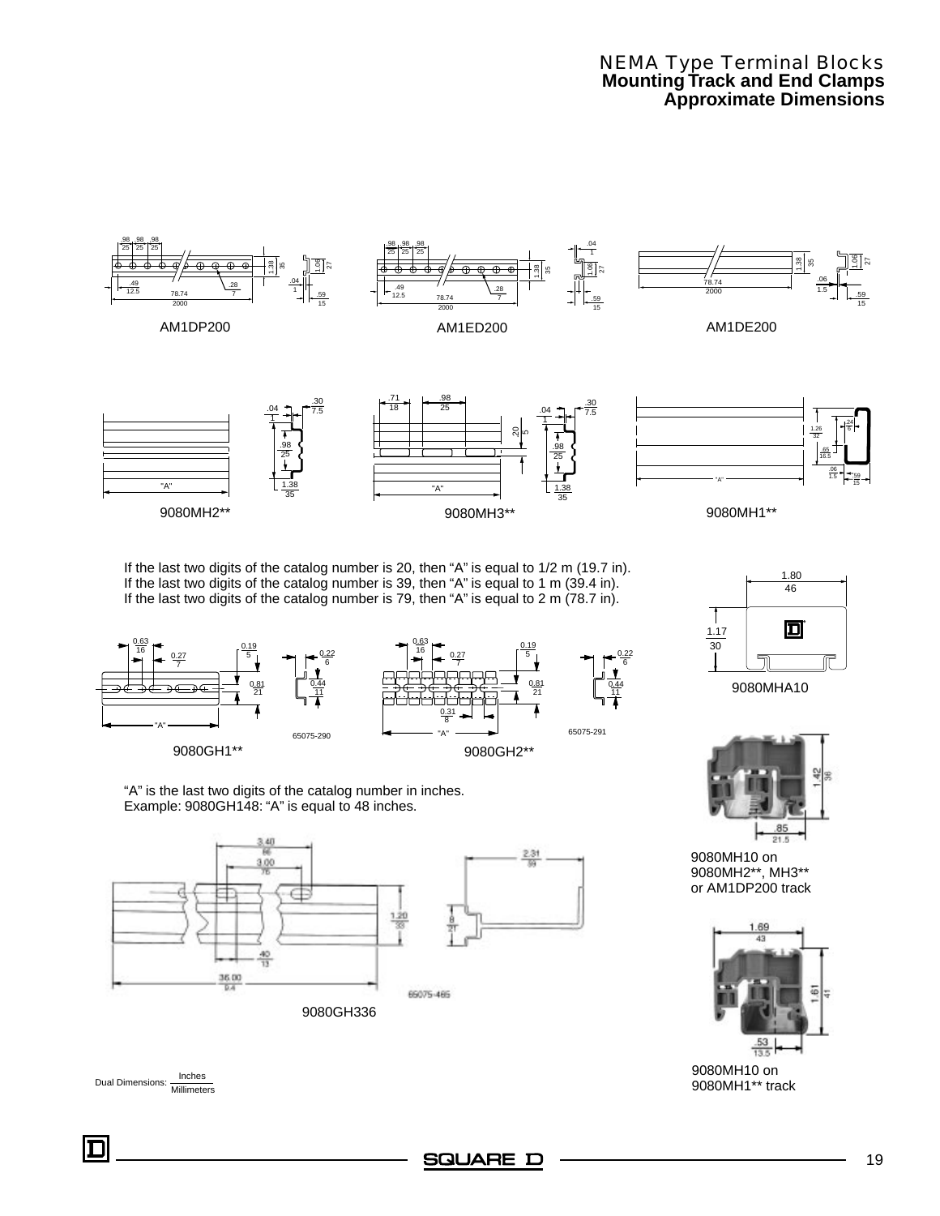# NEMA Type Terminal Blocks
## Mounting Track and End Clamps
## Approximate Dimensions

AM1DP200

AM1ED200

AM1DE200

9080MH2**

9080MH3**

9080MH1**

If the last two digits of the catalog number is 20, then "A" is equal to 1/2 m (19.7 in).
If the last two digits of the catalog number is 39, then "A" is equal to 1 m (39.4 in).
If the last two digits of the catalog number is 79, then "A" is equal to 2 m (78.7 in).

9080MHA10

9080GH1**

9080GH2**

"A" is the last two digits of the catalog number in inches.
Example: 9080GH148: "A" is equal to 48 inches.

9080GH336

9080MH10 on 9080MH2**, MH3** or AM1DP200 track

9080MH10 on 9080MH1** track

Dual Dimensions: $\frac{\text{Inches}}{\text{Millimeters}}$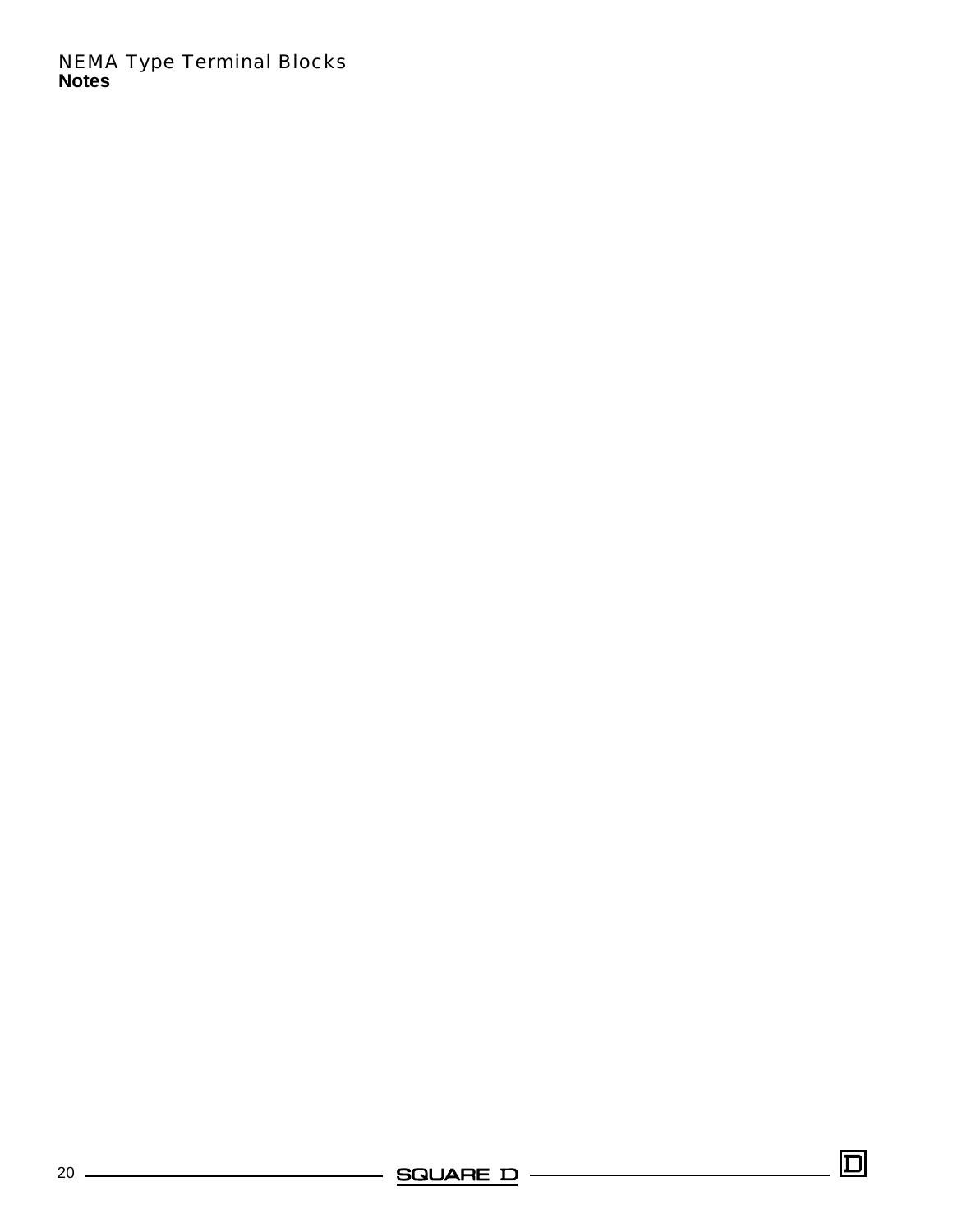# Notes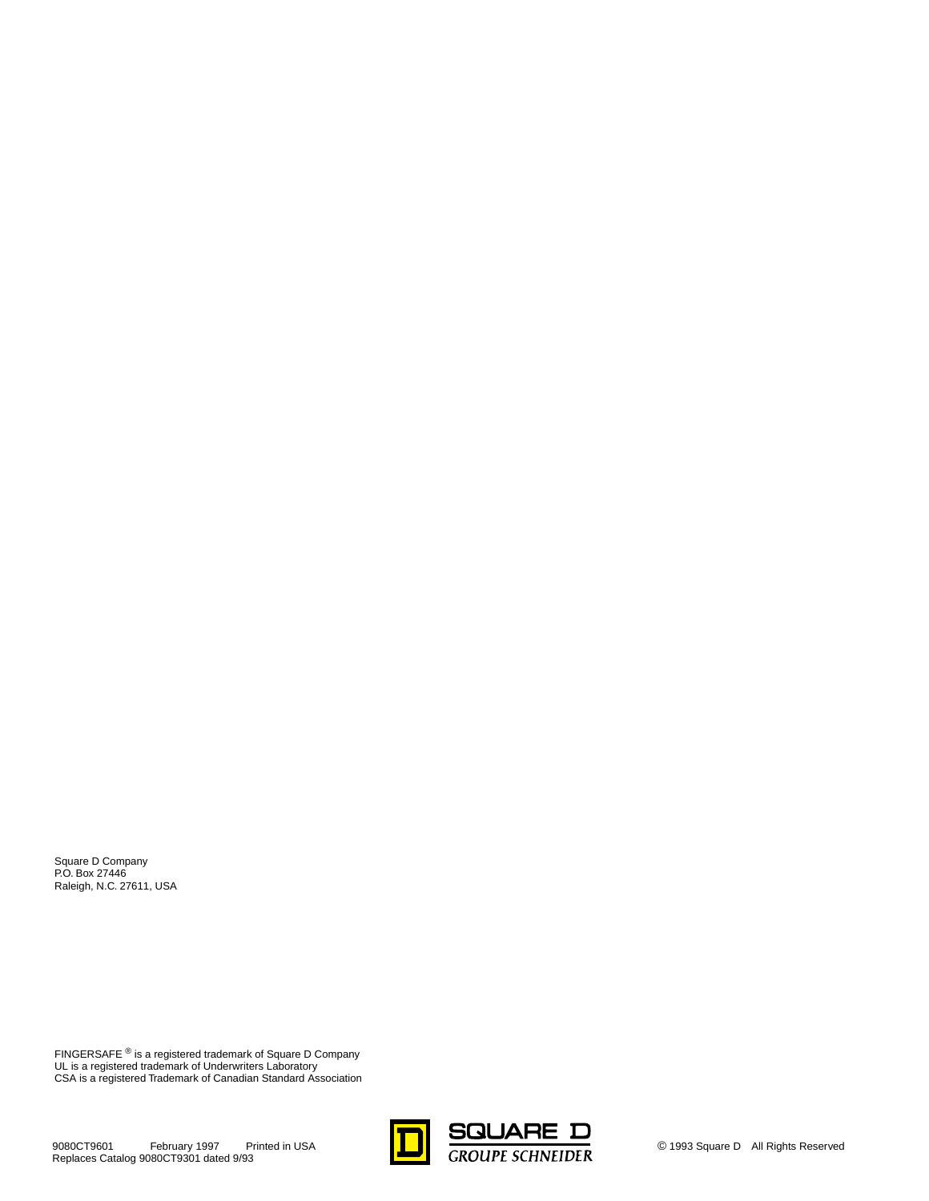Square D Company
P.O. Box 27446
Raleigh, N.C. 27611, USA

FINGERSAFE ® is a registered trademark of Square D Company
UL is a registered trademark of Underwriters Laboratory
CSA is a registered Trademark of Canadian Standard Association

9080CT9601 February 1997 Printed in USA
Replaces Catalog 9080CT9301 dated 9/93

SQUARE D
GROUPE SCHNEIDER

© 1993 Square D All Rights Reserved